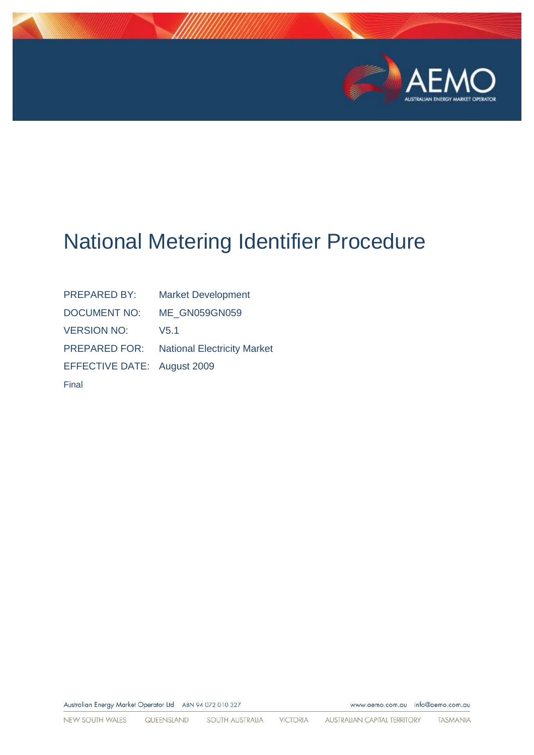# National Metering Identifier Procedure

| | |
|---|---|
| PREPARED BY: | Market Development |
| DOCUMENT NO: | ME_GN059GN059 |
| VERSION NO: | V5.1 |
| PREPARED FOR: | National Electricity Market |
| EFFECTIVE DATE: | August 2009 |

Final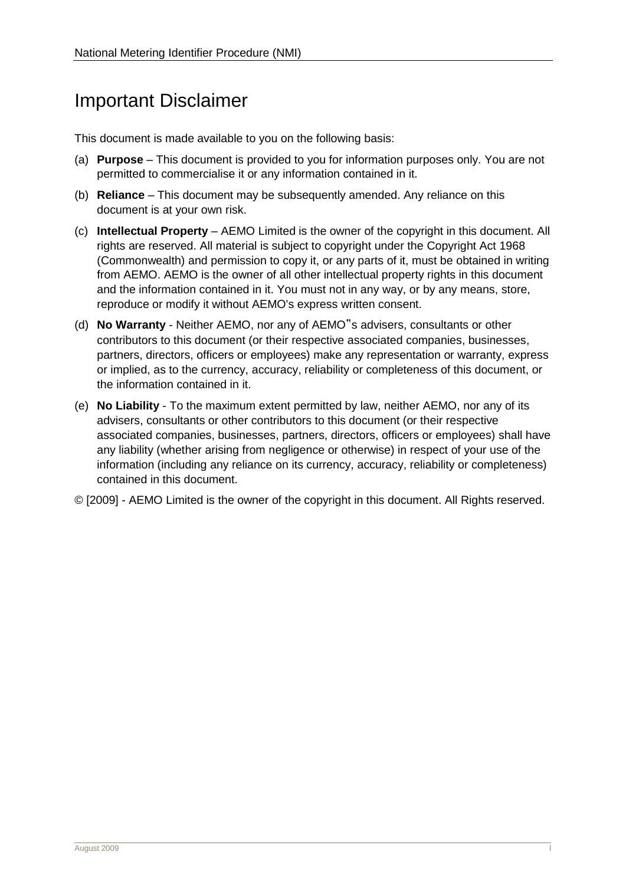# Important Disclaimer

This document is made available to you on the following basis:

(a) **Purpose** – This document is provided to you for information purposes only. You are not permitted to commercialise it or any information contained in it.

(b) **Reliance** – This document may be subsequently amended. Any reliance on this document is at your own risk.

(c) **Intellectual Property** – AEMO Limited is the owner of the copyright in this document. All rights are reserved. All material is subject to copyright under the Copyright Act 1968 (Commonwealth) and permission to copy it, or any parts of it, must be obtained in writing from AEMO. AEMO is the owner of all other intellectual property rights in this document and the information contained in it. You must not in any way, or by any means, store, reproduce or modify it without AEMO's express written consent.

(d) **No Warranty** - Neither AEMO, nor any of AEMO"s advisers, consultants or other contributors to this document (or their respective associated companies, businesses, partners, directors, officers or employees) make any representation or warranty, express or implied, as to the currency, accuracy, reliability or completeness of this document, or the information contained in it.

(e) **No Liability** - To the maximum extent permitted by law, neither AEMO, nor any of its advisers, consultants or other contributors to this document (or their respective associated companies, businesses, partners, directors, officers or employees) shall have any liability (whether arising from negligence or otherwise) in respect of your use of the information (including any reliance on its currency, accuracy, reliability or completeness) contained in this document.

© [2009] - AEMO Limited is the owner of the copyright in this document. All Rights reserved.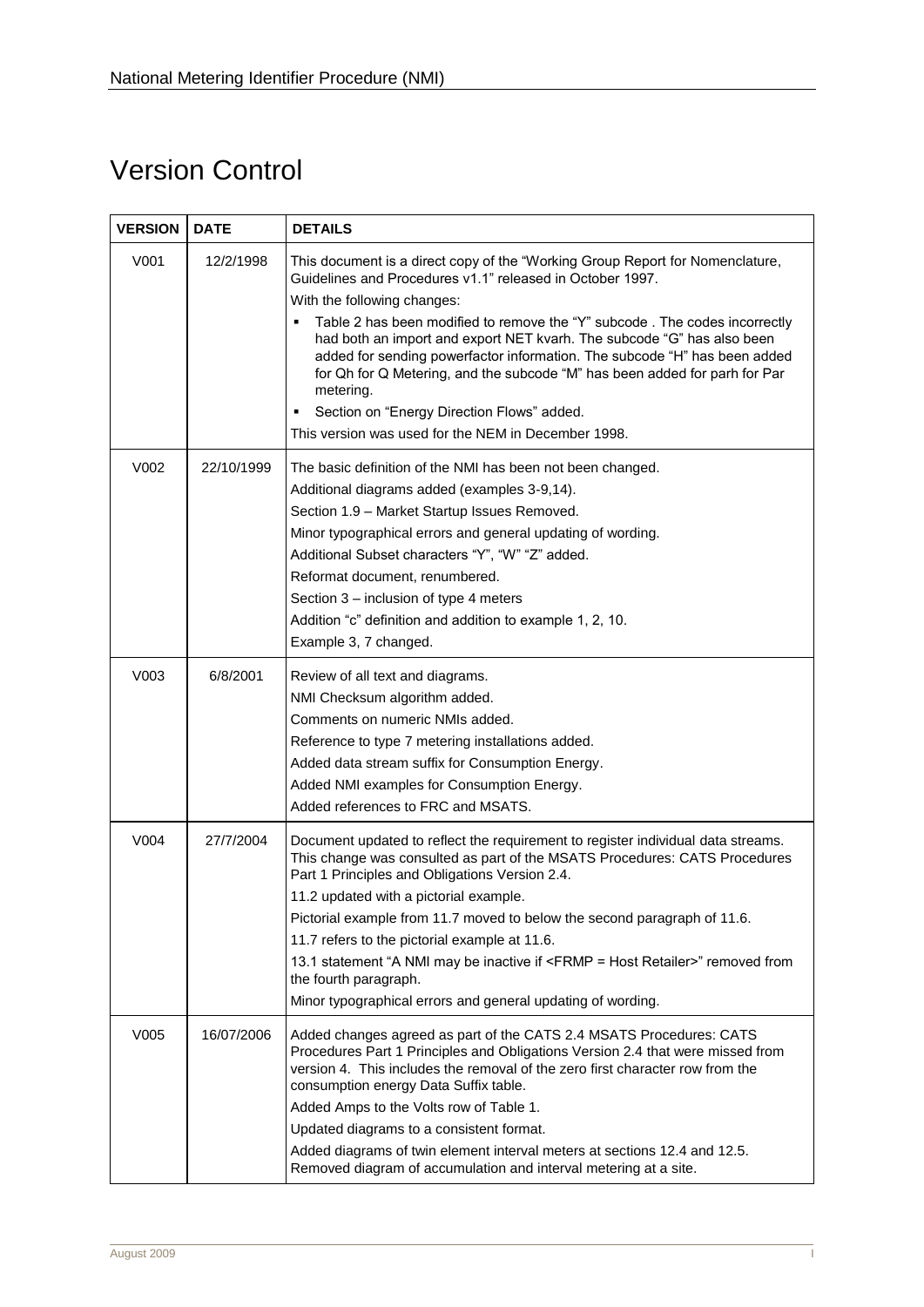# Version Control

| VERSION | DATE | DETAILS |
|---|---|---|
| V001 | 12/2/1998 | This document is a direct copy of the "Working Group Report for Nomenclature, Guidelines and Procedures v1.1" released in October 1997.<br>With the following changes:<br>▪ Table 2 has been modified to remove the "Y" subcode . The codes incorrectly had both an import and export NET kvarh. The subcode "G" has also been added for sending powerfactor information. The subcode "H" has been added for Qh for Q Metering, and the subcode "M" has been added for parh for Par metering.<br>▪ Section on "Energy Direction Flows" added.<br>This version was used for the NEM in December 1998. |
| V002 | 22/10/1999 | The basic definition of the NMI has been not been changed.<br>Additional diagrams added (examples 3-9,14).<br>Section 1.9 – Market Startup Issues Removed.<br>Minor typographical errors and general updating of wording.<br>Additional Subset characters "Y", "W" "Z" added.<br>Reformat document, renumbered.<br>Section 3 – inclusion of type 4 meters<br>Addition "c" definition and addition to example 1, 2, 10.<br>Example 3, 7 changed. |
| V003 | 6/8/2001 | Review of all text and diagrams.<br>NMI Checksum algorithm added.<br>Comments on numeric NMIs added.<br>Reference to type 7 metering installations added.<br>Added data stream suffix for Consumption Energy.<br>Added NMI examples for Consumption Energy.<br>Added references to FRC and MSATS. |
| V004 | 27/7/2004 | Document updated to reflect the requirement to register individual data streams. This change was consulted as part of the MSATS Procedures: CATS Procedures Part 1 Principles and Obligations Version 2.4.<br>11.2 updated with a pictorial example.<br>Pictorial example from 11.7 moved to below the second paragraph of 11.6.<br>11.7 refers to the pictorial example at 11.6.<br>13.1 statement "A NMI may be inactive if <FRMP = Host Retailer>" removed from the fourth paragraph.<br>Minor typographical errors and general updating of wording. |
| V005 | 16/07/2006 | Added changes agreed as part of the CATS 2.4 MSATS Procedures: CATS Procedures Part 1 Principles and Obligations Version 2.4 that were missed from version 4. This includes the removal of the zero first character row from the consumption energy Data Suffix table.<br>Added Amps to the Volts row of Table 1.<br>Updated diagrams to a consistent format.<br>Added diagrams of twin element interval meters at sections 12.4 and 12.5. Removed diagram of accumulation and interval metering at a site. |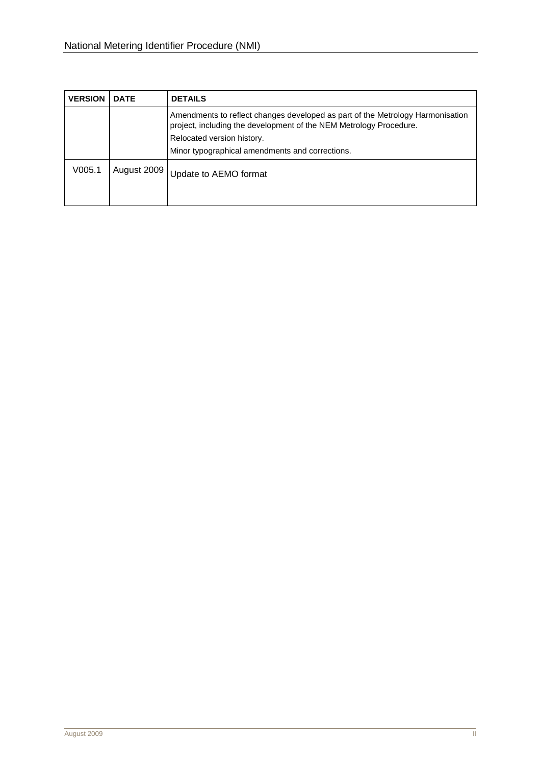| VERSION | DATE | DETAILS |
| --- | --- | --- |
| | | Amendments to reflect changes developed as part of the Metrology Harmonisation project, including the development of the NEM Metrology Procedure. Relocated version history. Minor typographical amendments and corrections. |
| V005.1 | August 2009 | Update to AEMO format |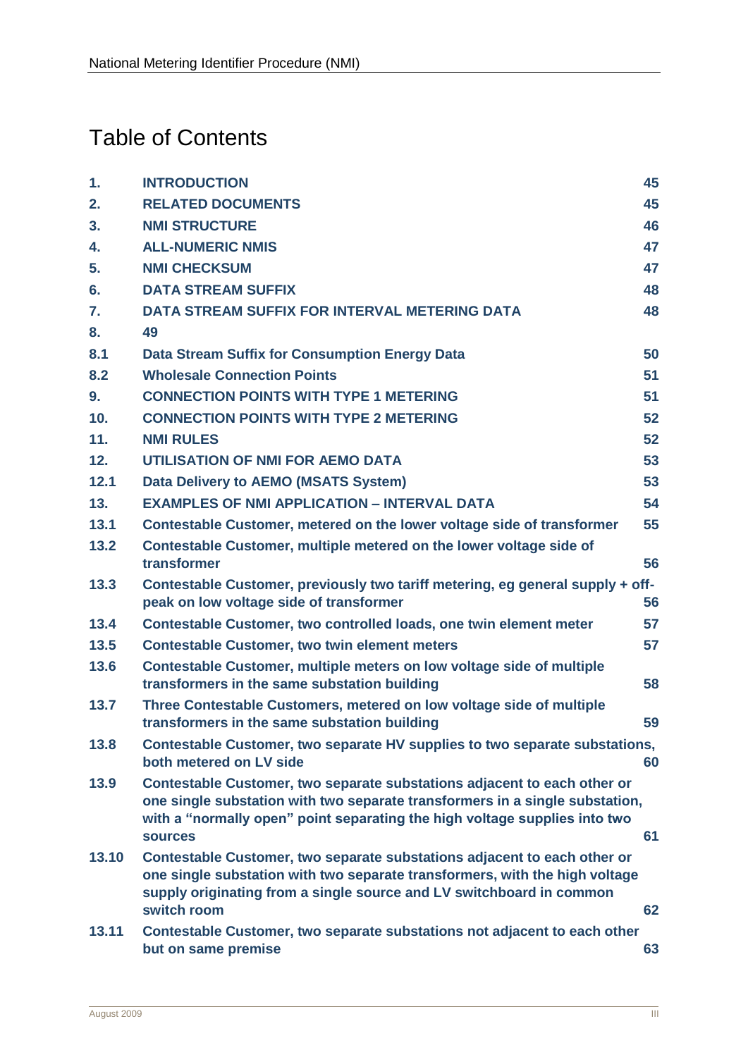# Table of Contents

| | | |
|---|---|---|
| 1. | INTRODUCTION | 45 |
| 2. | RELATED DOCUMENTS | 45 |
| 3. | NMI STRUCTURE | 46 |
| 4. | ALL-NUMERIC NMIS | 47 |
| 5. | NMI CHECKSUM | 47 |
| 6. | DATA STREAM SUFFIX | 48 |
| 7. | DATA STREAM SUFFIX FOR INTERVAL METERING DATA | 48 |
| 8. | 49 | |
| 8.1 | Data Stream Suffix for Consumption Energy Data | 50 |
| 8.2 | Wholesale Connection Points | 51 |
| 9. | CONNECTION POINTS WITH TYPE 1 METERING | 51 |
| 10. | CONNECTION POINTS WITH TYPE 2 METERING | 52 |
| 11. | NMI RULES | 52 |
| 12. | UTILISATION OF NMI FOR AEMO DATA | 53 |
| 12.1 | Data Delivery to AEMO (MSATS System) | 53 |
| 13. | EXAMPLES OF NMI APPLICATION – INTERVAL DATA | 54 |
| 13.1 | Contestable Customer, metered on the lower voltage side of transformer | 55 |
| 13.2 | Contestable Customer, multiple metered on the lower voltage side of transformer | 56 |
| 13.3 | Contestable Customer, previously two tariff metering, eg general supply + off-peak on low voltage side of transformer | 56 |
| 13.4 | Contestable Customer, two controlled loads, one twin element meter | 57 |
| 13.5 | Contestable Customer, two twin element meters | 57 |
| 13.6 | Contestable Customer, multiple meters on low voltage side of multiple transformers in the same substation building | 58 |
| 13.7 | Three Contestable Customers, metered on low voltage side of multiple transformers in the same substation building | 59 |
| 13.8 | Contestable Customer, two separate HV supplies to two separate substations, both metered on LV side | 60 |
| 13.9 | Contestable Customer, two separate substations adjacent to each other or one single substation with two separate transformers in a single substation, with a "normally open" point separating the high voltage supplies into two sources | 61 |
| 13.10 | Contestable Customer, two separate substations adjacent to each other or one single substation with two separate transformers, with the high voltage supply originating from a single source and LV switchboard in common switch room | 62 |
| 13.11 | Contestable Customer, two separate substations not adjacent to each other but on same premise | 63 |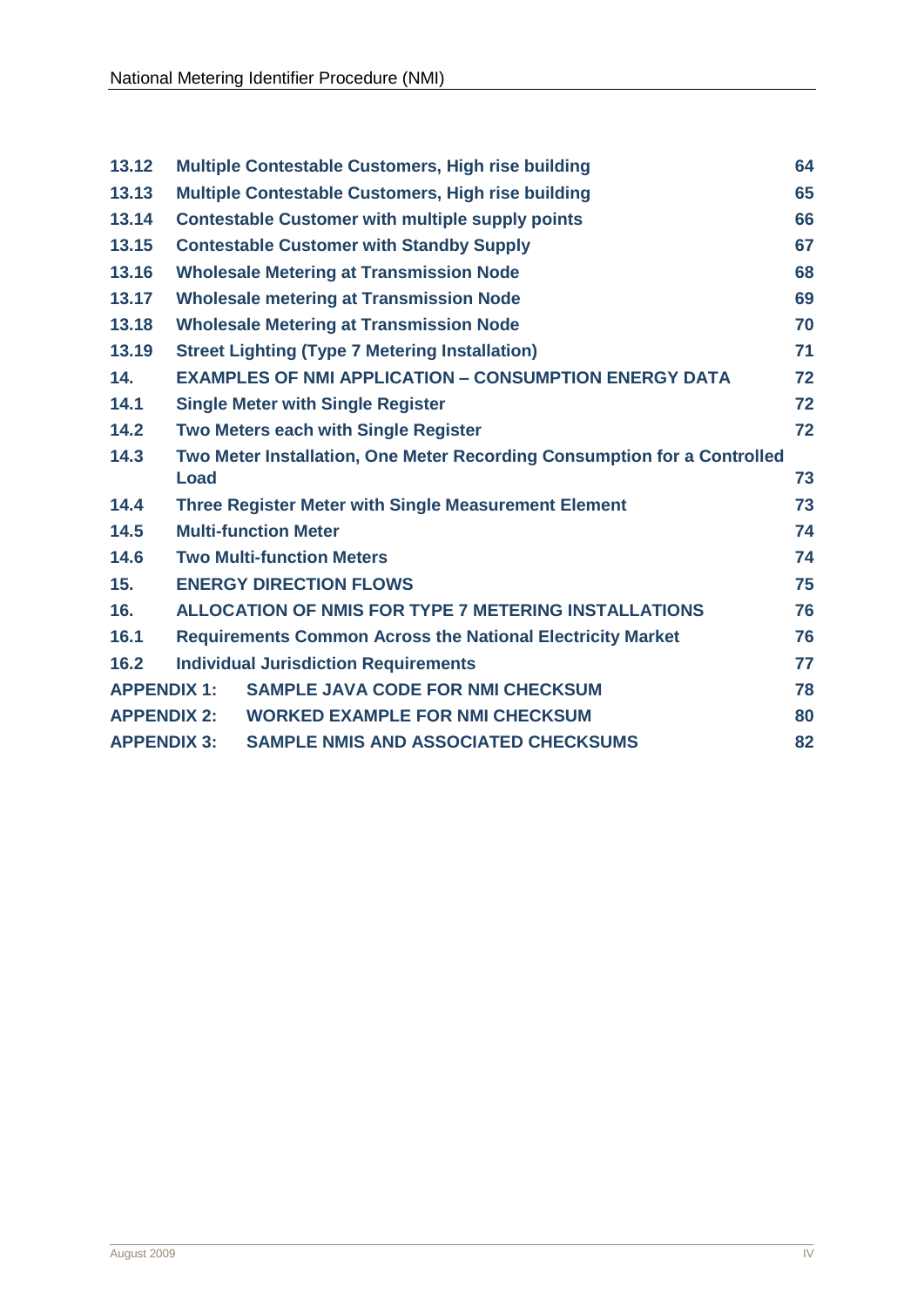| | | |
|---|---|---|
| 13.12 | Multiple Contestable Customers, High rise building | 64 |
| 13.13 | Multiple Contestable Customers, High rise building | 65 |
| 13.14 | Contestable Customer with multiple supply points | 66 |
| 13.15 | Contestable Customer with Standby Supply | 67 |
| 13.16 | Wholesale Metering at Transmission Node | 68 |
| 13.17 | Wholesale metering at Transmission Node | 69 |
| 13.18 | Wholesale Metering at Transmission Node | 70 |
| 13.19 | Street Lighting (Type 7 Metering Installation) | 71 |
| 14. | EXAMPLES OF NMI APPLICATION – CONSUMPTION ENERGY DATA | 72 |
| 14.1 | Single Meter with Single Register | 72 |
| 14.2 | Two Meters each with Single Register | 72 |
| 14.3 | Two Meter Installation, One Meter Recording Consumption for a Controlled Load | 73 |
| 14.4 | Three Register Meter with Single Measurement Element | 73 |
| 14.5 | Multi-function Meter | 74 |
| 14.6 | Two Multi-function Meters | 74 |
| 15. | ENERGY DIRECTION FLOWS | 75 |
| 16. | ALLOCATION OF NMIS FOR TYPE 7 METERING INSTALLATIONS | 76 |
| 16.1 | Requirements Common Across the National Electricity Market | 76 |
| 16.2 | Individual Jurisdiction Requirements | 77 |
| APPENDIX 1: | SAMPLE JAVA CODE FOR NMI CHECKSUM | 78 |
| APPENDIX 2: | WORKED EXAMPLE FOR NMI CHECKSUM | 80 |
| APPENDIX 3: | SAMPLE NMIS AND ASSOCIATED CHECKSUMS | 82 |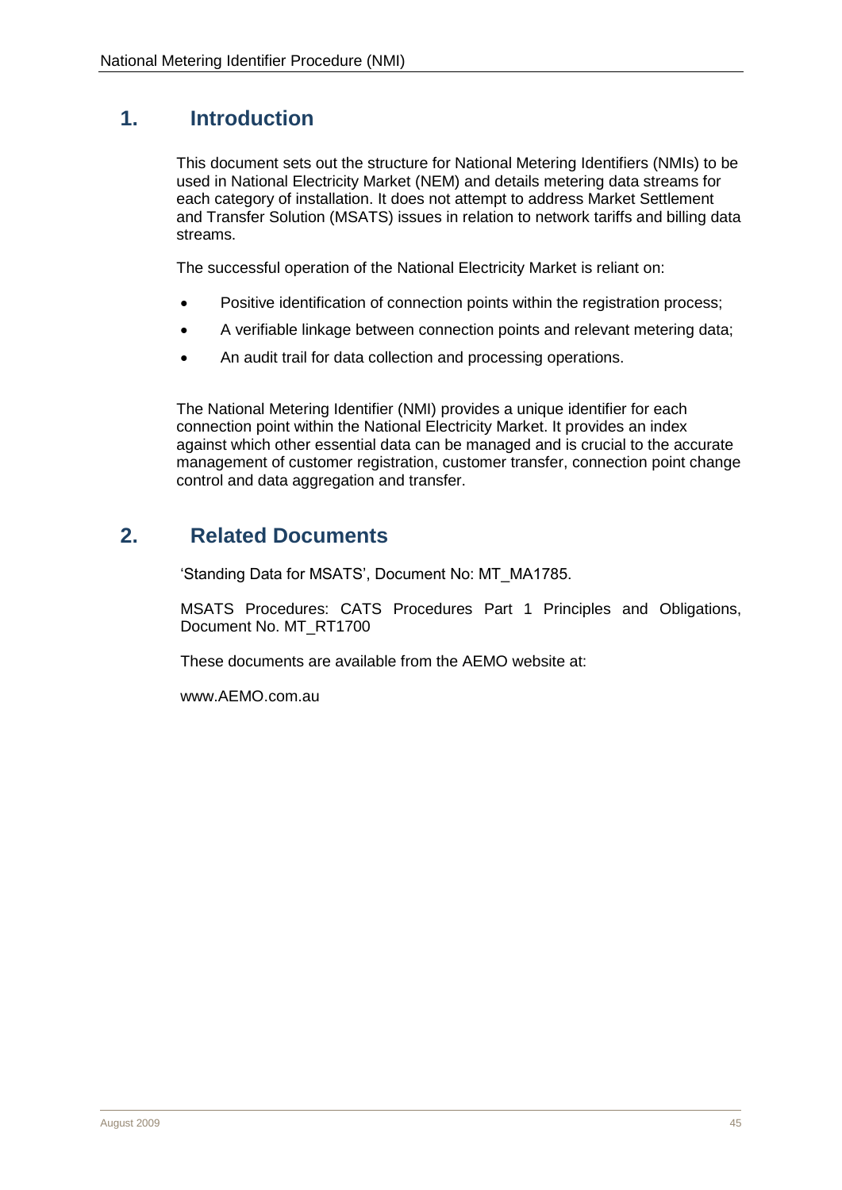# 1. Introduction

This document sets out the structure for National Metering Identifiers (NMIs) to be used in National Electricity Market (NEM) and details metering data streams for each category of installation. It does not attempt to address Market Settlement and Transfer Solution (MSATS) issues in relation to network tariffs and billing data streams.

The successful operation of the National Electricity Market is reliant on:

- Positive identification of connection points within the registration process;
- A verifiable linkage between connection points and relevant metering data;
- An audit trail for data collection and processing operations.

The National Metering Identifier (NMI) provides a unique identifier for each connection point within the National Electricity Market. It provides an index against which other essential data can be managed and is crucial to the accurate management of customer registration, customer transfer, connection point change control and data aggregation and transfer.

# 2. Related Documents

'Standing Data for MSATS', Document No: MT_MA1785.

MSATS Procedures: CATS Procedures Part 1 Principles and Obligations, Document No. MT_RT1700

These documents are available from the AEMO website at:

www.AEMO.com.au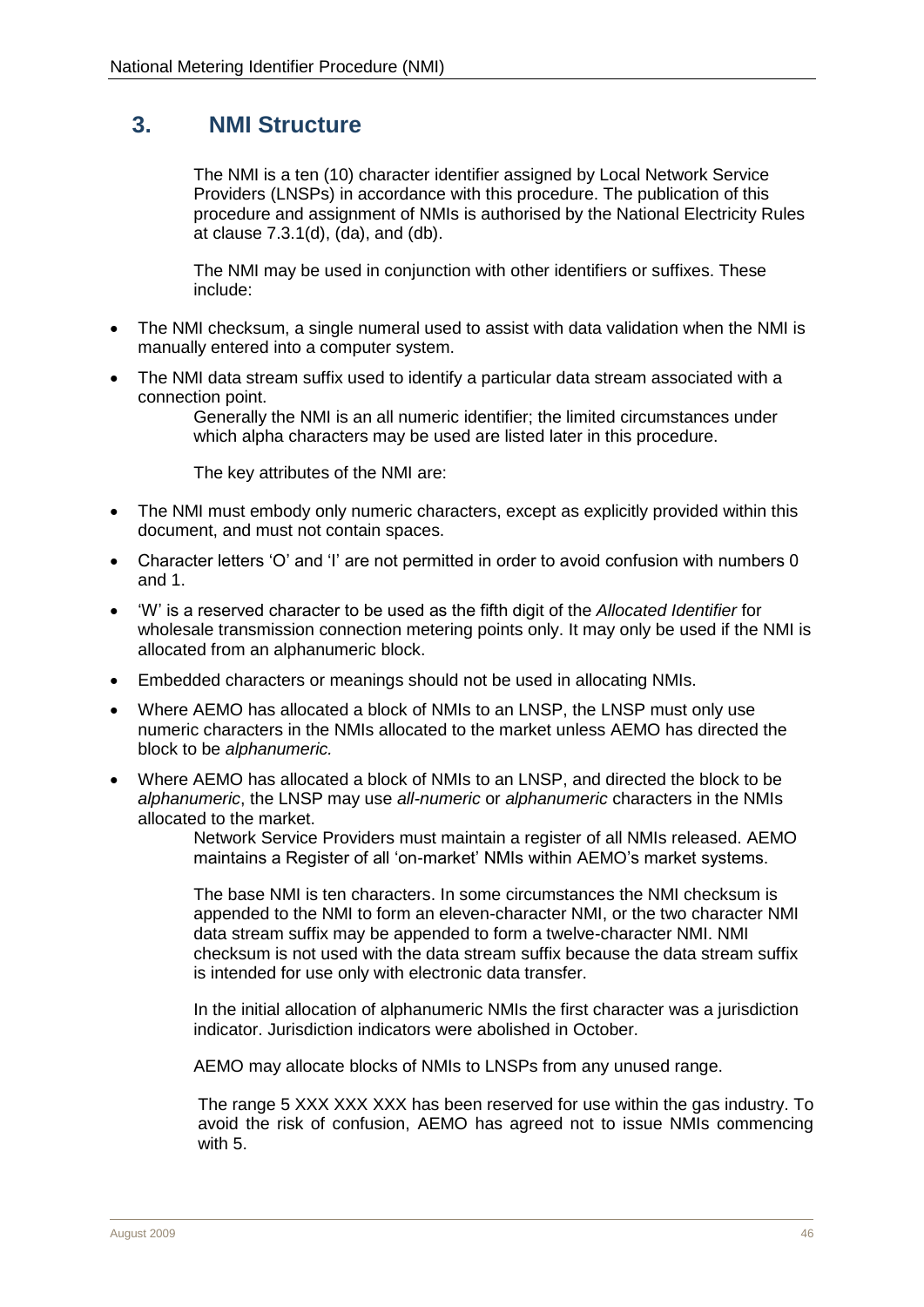# 3. NMI Structure

The NMI is a ten (10) character identifier assigned by Local Network Service Providers (LNSPs) in accordance with this procedure. The publication of this procedure and assignment of NMIs is authorised by the National Electricity Rules at clause 7.3.1(d), (da), and (db).

The NMI may be used in conjunction with other identifiers or suffixes. These include:

- The NMI checksum, a single numeral used to assist with data validation when the NMI is manually entered into a computer system.
- The NMI data stream suffix used to identify a particular data stream associated with a connection point.

Generally the NMI is an all numeric identifier; the limited circumstances under which alpha characters may be used are listed later in this procedure.

The key attributes of the NMI are:

- The NMI must embody only numeric characters, except as explicitly provided within this document, and must not contain spaces.
- Character letters 'O' and 'I' are not permitted in order to avoid confusion with numbers 0 and 1.
- 'W' is a reserved character to be used as the fifth digit of the *Allocated Identifier* for wholesale transmission connection metering points only. It may only be used if the NMI is allocated from an alphanumeric block.
- Embedded characters or meanings should not be used in allocating NMIs.
- Where AEMO has allocated a block of NMIs to an LNSP, the LNSP must only use numeric characters in the NMIs allocated to the market unless AEMO has directed the block to be *alphanumeric.*
- Where AEMO has allocated a block of NMIs to an LNSP, and directed the block to be *alphanumeric*, the LNSP may use *all-numeric* or *alphanumeric* characters in the NMIs allocated to the market.

Network Service Providers must maintain a register of all NMIs released. AEMO maintains a Register of all 'on-market' NMIs within AEMO's market systems.

The base NMI is ten characters. In some circumstances the NMI checksum is appended to the NMI to form an eleven-character NMI, or the two character NMI data stream suffix may be appended to form a twelve-character NMI. NMI checksum is not used with the data stream suffix because the data stream suffix is intended for use only with electronic data transfer.

In the initial allocation of alphanumeric NMIs the first character was a jurisdiction indicator. Jurisdiction indicators were abolished in October.

AEMO may allocate blocks of NMIs to LNSPs from any unused range.

The range 5 XXX XXX XXX has been reserved for use within the gas industry. To avoid the risk of confusion, AEMO has agreed not to issue NMIs commencing with 5.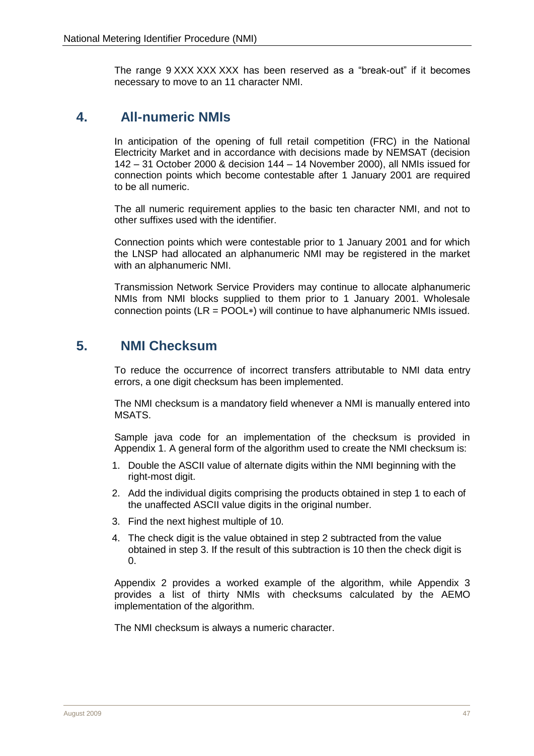The range 9 XXX XXX XXX has been reserved as a "break-out" if it becomes necessary to move to an 11 character NMI.

## 4. All-numeric NMIs

In anticipation of the opening of full retail competition (FRC) in the National Electricity Market and in accordance with decisions made by NEMSAT (decision 142 – 31 October 2000 & decision 144 – 14 November 2000), all NMIs issued for connection points which become contestable after 1 January 2001 are required to be all numeric.

The all numeric requirement applies to the basic ten character NMI, and not to other suffixes used with the identifier.

Connection points which were contestable prior to 1 January 2001 and for which the LNSP had allocated an alphanumeric NMI may be registered in the market with an alphanumeric NMI.

Transmission Network Service Providers may continue to allocate alphanumeric NMIs from NMI blocks supplied to them prior to 1 January 2001. Wholesale connection points (LR = POOL∗) will continue to have alphanumeric NMIs issued.

## 5. NMI Checksum

To reduce the occurrence of incorrect transfers attributable to NMI data entry errors, a one digit checksum has been implemented.

The NMI checksum is a mandatory field whenever a NMI is manually entered into MSATS.

Sample java code for an implementation of the checksum is provided in Appendix 1. A general form of the algorithm used to create the NMI checksum is:

1. Double the ASCII value of alternate digits within the NMI beginning with the right-most digit.
2. Add the individual digits comprising the products obtained in step 1 to each of the unaffected ASCII value digits in the original number.
3. Find the next highest multiple of 10.
4. The check digit is the value obtained in step 2 subtracted from the value obtained in step 3. If the result of this subtraction is 10 then the check digit is 0.

Appendix 2 provides a worked example of the algorithm, while Appendix 3 provides a list of thirty NMIs with checksums calculated by the AEMO implementation of the algorithm.

The NMI checksum is always a numeric character.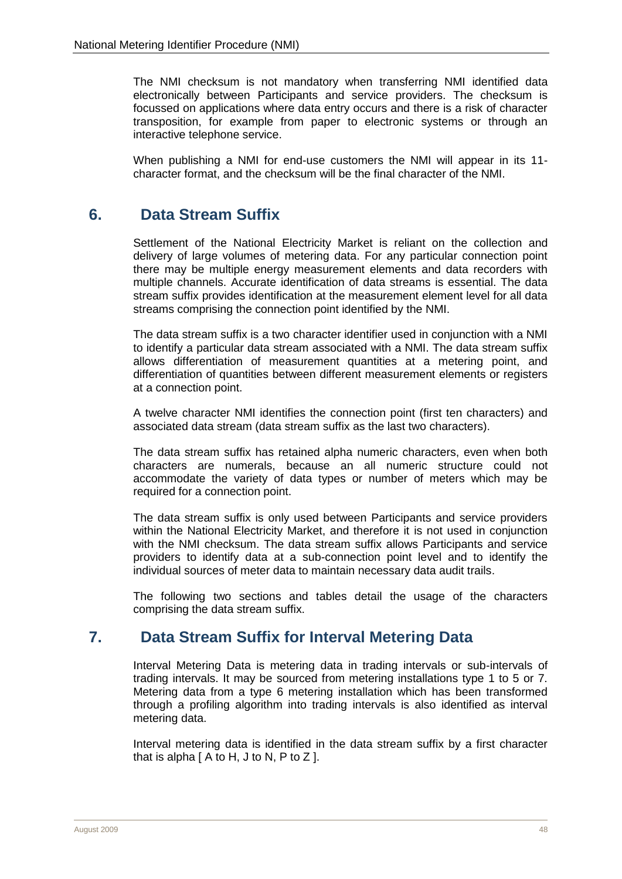The NMI checksum is not mandatory when transferring NMI identified data electronically between Participants and service providers. The checksum is focussed on applications where data entry occurs and there is a risk of character transposition, for example from paper to electronic systems or through an interactive telephone service.

When publishing a NMI for end-use customers the NMI will appear in its 11-character format, and the checksum will be the final character of the NMI.

## 6. Data Stream Suffix

Settlement of the National Electricity Market is reliant on the collection and delivery of large volumes of metering data. For any particular connection point there may be multiple energy measurement elements and data recorders with multiple channels. Accurate identification of data streams is essential. The data stream suffix provides identification at the measurement element level for all data streams comprising the connection point identified by the NMI.

The data stream suffix is a two character identifier used in conjunction with a NMI to identify a particular data stream associated with a NMI. The data stream suffix allows differentiation of measurement quantities at a metering point, and differentiation of quantities between different measurement elements or registers at a connection point.

A twelve character NMI identifies the connection point (first ten characters) and associated data stream (data stream suffix as the last two characters).

The data stream suffix has retained alpha numeric characters, even when both characters are numerals, because an all numeric structure could not accommodate the variety of data types or number of meters which may be required for a connection point.

The data stream suffix is only used between Participants and service providers within the National Electricity Market, and therefore it is not used in conjunction with the NMI checksum. The data stream suffix allows Participants and service providers to identify data at a sub-connection point level and to identify the individual sources of meter data to maintain necessary data audit trails.

The following two sections and tables detail the usage of the characters comprising the data stream suffix.

## 7. Data Stream Suffix for Interval Metering Data

Interval Metering Data is metering data in trading intervals or sub-intervals of trading intervals. It may be sourced from metering installations type 1 to 5 or 7. Metering data from a type 6 metering installation which has been transformed through a profiling algorithm into trading intervals is also identified as interval metering data.

Interval metering data is identified in the data stream suffix by a first character that is alpha [ A to H, J to N, P to Z ].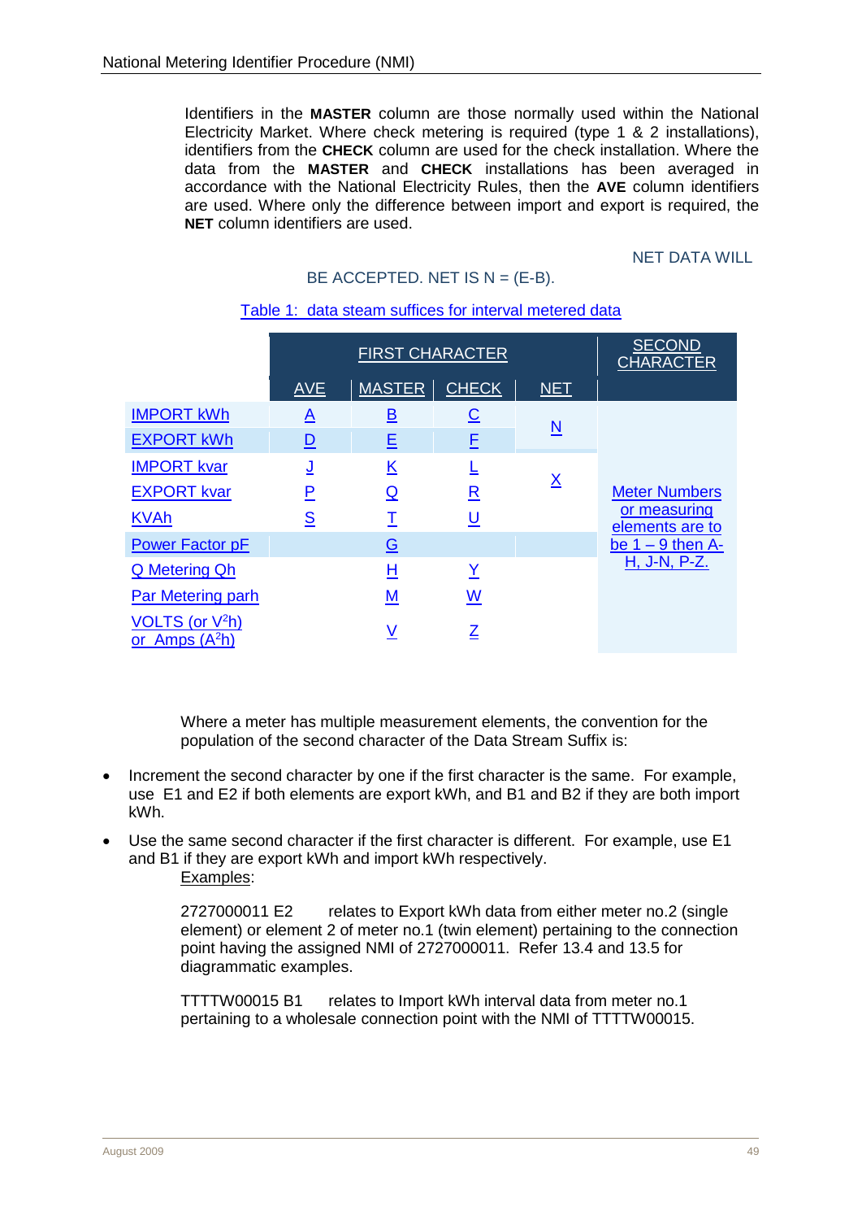Identifiers in the **MASTER** column are those normally used within the National Electricity Market. Where check metering is required (type 1 & 2 installations), identifiers from the **CHECK** column are used for the check installation. Where the data from the **MASTER** and **CHECK** installations has been averaged in accordance with the National Electricity Rules, then the **AVE** column identifiers are used. Where only the difference between import and export is required, the **NET** column identifiers are used.

NET DATA WILL BE ACCEPTED. NET IS N = (E-B).

Table 1: data steam suffices for interval metered data

| | FIRST CHARACTER | | | | SECOND CHARACTER |
|---|---|---|---|---|---|
| | AVE | MASTER | CHECK | NET | |
| IMPORT kWh | A | B | C | N | Meter Numbers or measuring elements are to be 1 – 9 then A-H, J-N, P-Z. |
| EXPORT kWh | D | E | F | | |
| IMPORT kvar | J | K | L | X | |
| EXPORT kvar | P | Q | R | | |
| KVAh | S | T | U | | |
| Power Factor pF | | G | | | |
| Q Metering Qh | | H | Y | | |
| Par Metering parh | | M | W | | |
| VOLTS (or $V^2h$) or Amps ($A^2h$) | | V | Z | | |

Where a meter has multiple measurement elements, the convention for the population of the second character of the Data Stream Suffix is:

- Increment the second character by one if the first character is the same. For example, use E1 and E2 if both elements are export kWh, and B1 and B2 if they are both import kWh.
- Use the same second character if the first character is different. For example, use E1 and B1 if they are export kWh and import kWh respectively.

Examples:

2727000011 E2 relates to Export kWh data from either meter no.2 (single element) or element 2 of meter no.1 (twin element) pertaining to the connection point having the assigned NMI of 2727000011. Refer 13.4 and 13.5 for diagrammatic examples.

TTTTW00015 B1 relates to Import kWh interval data from meter no.1 pertaining to a wholesale connection point with the NMI of TTTTW00015.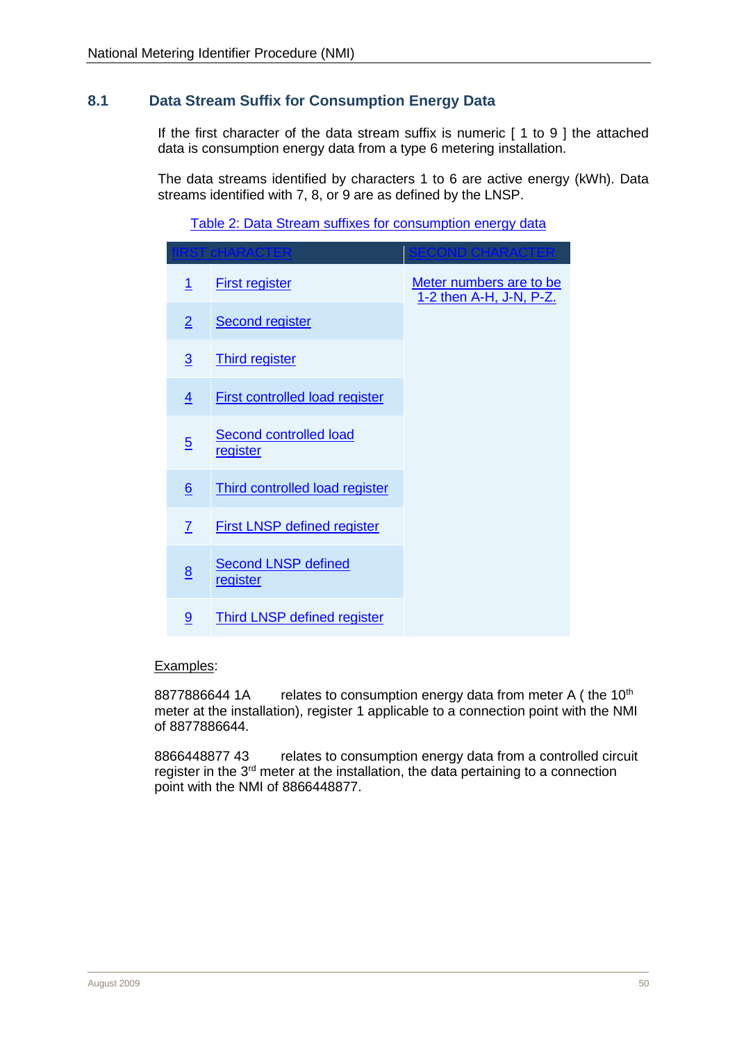## 8.1 Data Stream Suffix for Consumption Energy Data

If the first character of the data stream suffix is numeric [ 1 to 9 ] the attached data is consumption energy data from a type 6 metering installation.

The data streams identified by characters 1 to 6 are active energy (kWh). Data streams identified with 7, 8, or 9 are as defined by the LNSP.

Table 2: Data Stream suffixes for consumption energy data

| fIRST cHARACTER | | SECOND CHARACTER |
|---|---|---|
| 1 | First register | Meter numbers are to be 1-2 then A-H, J-N, P-Z. |
| 2 | Second register | |
| 3 | Third register | |
| 4 | First controlled load register | |
| 5 | Second controlled load register | |
| 6 | Third controlled load register | |
| 7 | First LNSP defined register | |
| 8 | Second LNSP defined register | |
| 9 | Third LNSP defined register | |

Examples:

8877886644 1A relates to consumption energy data from meter A ( the 10th meter at the installation), register 1 applicable to a connection point with the NMI of 8877886644.

8866448877 43 relates to consumption energy data from a controlled circuit register in the 3rd meter at the installation, the data pertaining to a connection point with the NMI of 8866448877.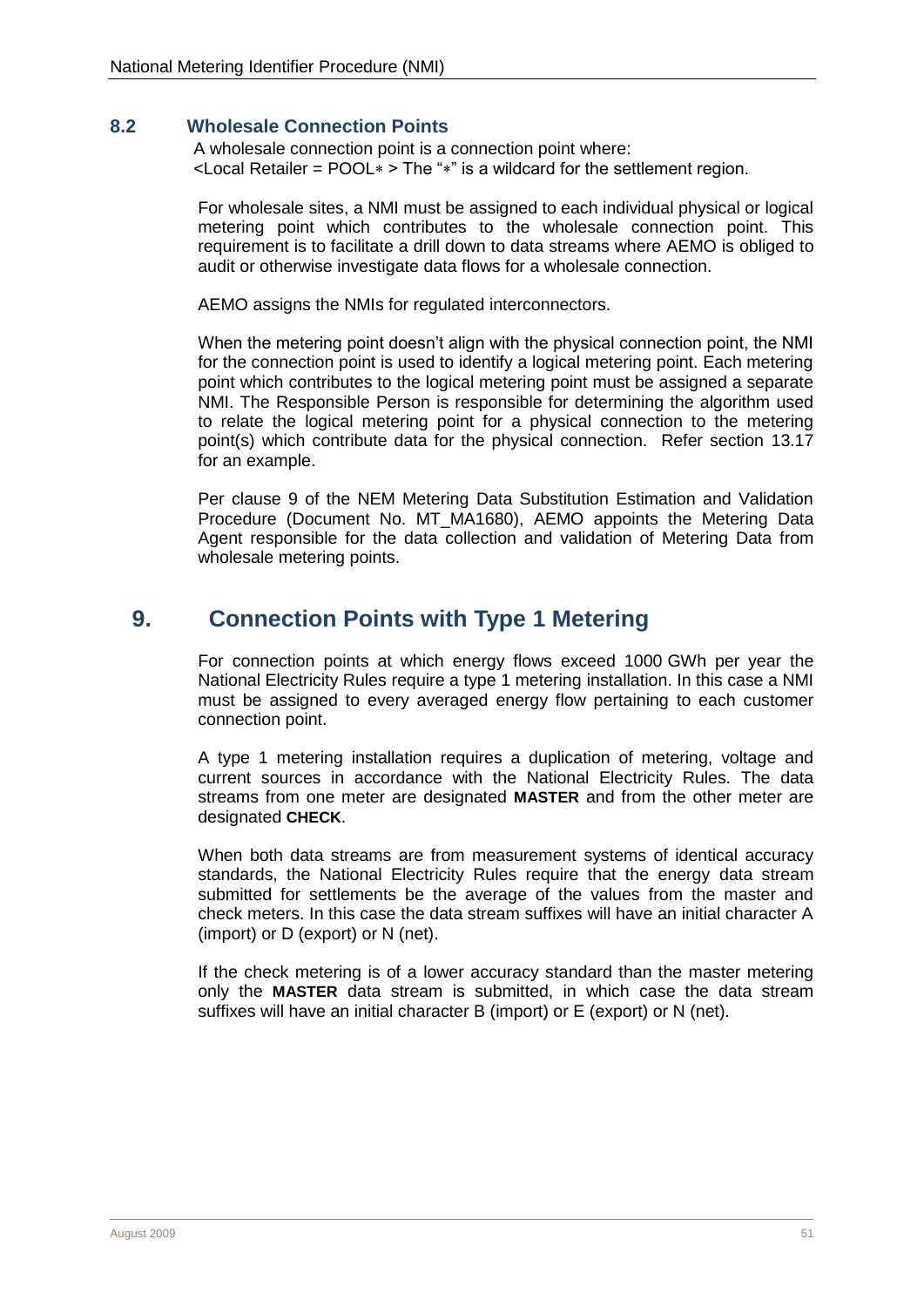### 8.2 Wholesale Connection Points

A wholesale connection point is a connection point where:
<Local Retailer = POOL∗ > The "∗" is a wildcard for the settlement region.

For wholesale sites, a NMI must be assigned to each individual physical or logical metering point which contributes to the wholesale connection point. This requirement is to facilitate a drill down to data streams where AEMO is obliged to audit or otherwise investigate data flows for a wholesale connection.

AEMO assigns the NMIs for regulated interconnectors.

When the metering point doesn't align with the physical connection point, the NMI for the connection point is used to identify a logical metering point. Each metering point which contributes to the logical metering point must be assigned a separate NMI. The Responsible Person is responsible for determining the algorithm used to relate the logical metering point for a physical connection to the metering point(s) which contribute data for the physical connection. Refer section 13.17 for an example.

Per clause 9 of the NEM Metering Data Substitution Estimation and Validation Procedure (Document No. MT_MA1680), AEMO appoints the Metering Data Agent responsible for the data collection and validation of Metering Data from wholesale metering points.

## 9. Connection Points with Type 1 Metering

For connection points at which energy flows exceed 1000 GWh per year the National Electricity Rules require a type 1 metering installation. In this case a NMI must be assigned to every averaged energy flow pertaining to each customer connection point.

A type 1 metering installation requires a duplication of metering, voltage and current sources in accordance with the National Electricity Rules. The data streams from one meter are designated **MASTER** and from the other meter are designated **CHECK**.

When both data streams are from measurement systems of identical accuracy standards, the National Electricity Rules require that the energy data stream submitted for settlements be the average of the values from the master and check meters. In this case the data stream suffixes will have an initial character A (import) or D (export) or N (net).

If the check metering is of a lower accuracy standard than the master metering only the **MASTER** data stream is submitted, in which case the data stream suffixes will have an initial character B (import) or E (export) or N (net).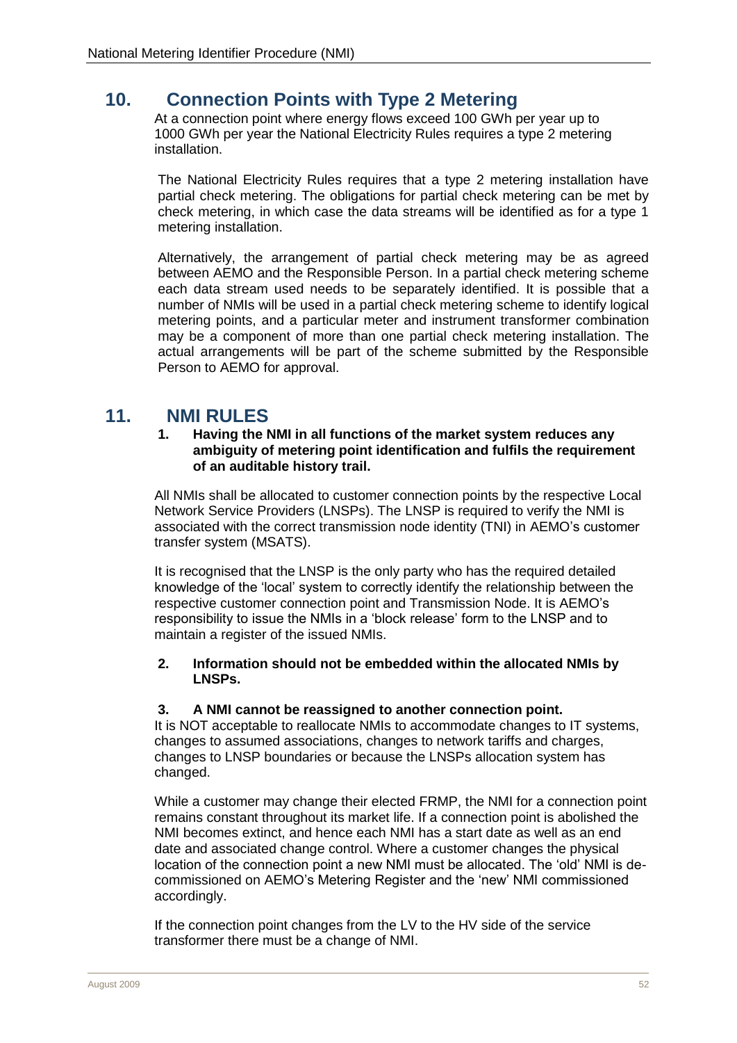## 10. Connection Points with Type 2 Metering

At a connection point where energy flows exceed 100 GWh per year up to 1000 GWh per year the National Electricity Rules requires a type 2 metering installation.

The National Electricity Rules requires that a type 2 metering installation have partial check metering. The obligations for partial check metering can be met by check metering, in which case the data streams will be identified as for a type 1 metering installation.

Alternatively, the arrangement of partial check metering may be as agreed between AEMO and the Responsible Person. In a partial check metering scheme each data stream used needs to be separately identified. It is possible that a number of NMIs will be used in a partial check metering scheme to identify logical metering points, and a particular meter and instrument transformer combination may be a component of more than one partial check metering installation. The actual arrangements will be part of the scheme submitted by the Responsible Person to AEMO for approval.

## 11. NMI RULES

**1. Having the NMI in all functions of the market system reduces any ambiguity of metering point identification and fulfils the requirement of an auditable history trail.**

All NMIs shall be allocated to customer connection points by the respective Local Network Service Providers (LNSPs). The LNSP is required to verify the NMI is associated with the correct transmission node identity (TNI) in AEMO's customer transfer system (MSATS).

It is recognised that the LNSP is the only party who has the required detailed knowledge of the 'local' system to correctly identify the relationship between the respective customer connection point and Transmission Node. It is AEMO's responsibility to issue the NMIs in a 'block release' form to the LNSP and to maintain a register of the issued NMIs.

**2. Information should not be embedded within the allocated NMIs by LNSPs.**

**3. A NMI cannot be reassigned to another connection point.**

It is NOT acceptable to reallocate NMIs to accommodate changes to IT systems, changes to assumed associations, changes to network tariffs and charges, changes to LNSP boundaries or because the LNSPs allocation system has changed.

While a customer may change their elected FRMP, the NMI for a connection point remains constant throughout its market life. If a connection point is abolished the NMI becomes extinct, and hence each NMI has a start date as well as an end date and associated change control. Where a customer changes the physical location of the connection point a new NMI must be allocated. The 'old' NMI is de-commissioned on AEMO's Metering Register and the 'new' NMI commissioned accordingly.

If the connection point changes from the LV to the HV side of the service transformer there must be a change of NMI.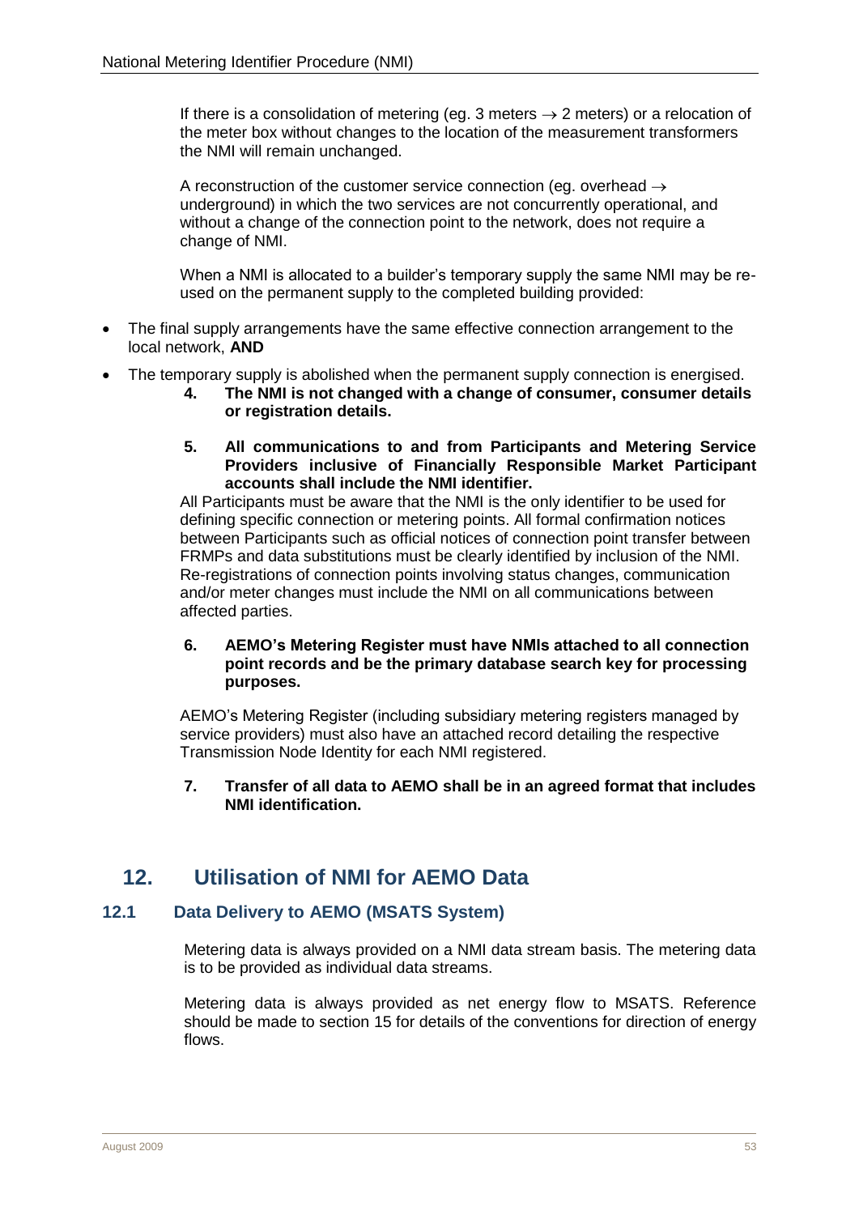If there is a consolidation of metering (eg. 3 meters → 2 meters) or a relocation of the meter box without changes to the location of the measurement transformers the NMI will remain unchanged.

A reconstruction of the customer service connection (eg. overhead → underground) in which the two services are not concurrently operational, and without a change of the connection point to the network, does not require a change of NMI.

When a NMI is allocated to a builder's temporary supply the same NMI may be re-used on the permanent supply to the completed building provided:

- The final supply arrangements have the same effective connection arrangement to the local network, **AND**
- The temporary supply is abolished when the permanent supply connection is energised.

**4. The NMI is not changed with a change of consumer, consumer details or registration details.**

**5. All communications to and from Participants and Metering Service Providers inclusive of Financially Responsible Market Participant accounts shall include the NMI identifier.**

All Participants must be aware that the NMI is the only identifier to be used for defining specific connection or metering points. All formal confirmation notices between Participants such as official notices of connection point transfer between FRMPs and data substitutions must be clearly identified by inclusion of the NMI. Re-registrations of connection points involving status changes, communication and/or meter changes must include the NMI on all communications between affected parties.

**6. AEMO's Metering Register must have NMIs attached to all connection point records and be the primary database search key for processing purposes.**

AEMO's Metering Register (including subsidiary metering registers managed by service providers) must also have an attached record detailing the respective Transmission Node Identity for each NMI registered.

**7. Transfer of all data to AEMO shall be in an agreed format that includes NMI identification.**

# 12. Utilisation of NMI for AEMO Data

## 12.1 Data Delivery to AEMO (MSATS System)

Metering data is always provided on a NMI data stream basis. The metering data is to be provided as individual data streams.

Metering data is always provided as net energy flow to MSATS. Reference should be made to section 15 for details of the conventions for direction of energy flows.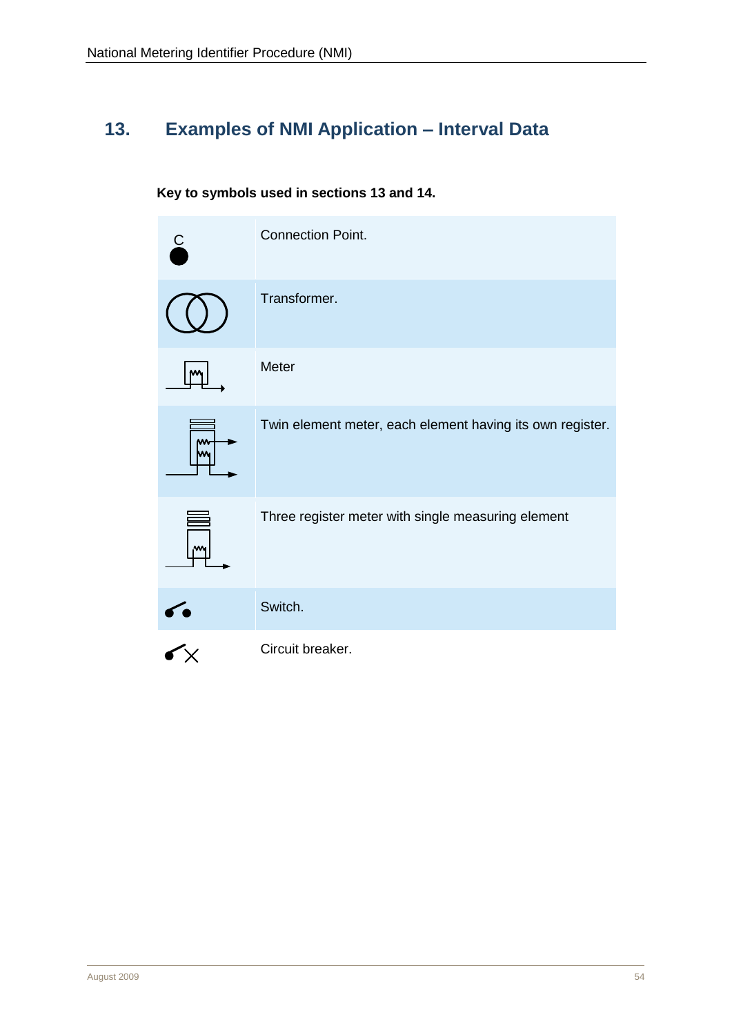# 13. Examples of NMI Application – Interval Data

**Key to symbols used in sections 13 and 14.**

| Symbol | Description |
| --- | --- |
| C | Connection Point. |
| | Transformer. |
| | Meter |
| | Twin element meter, each element having its own register. |
| | Three register meter with single measuring element |
| | Switch. |
| | Circuit breaker. |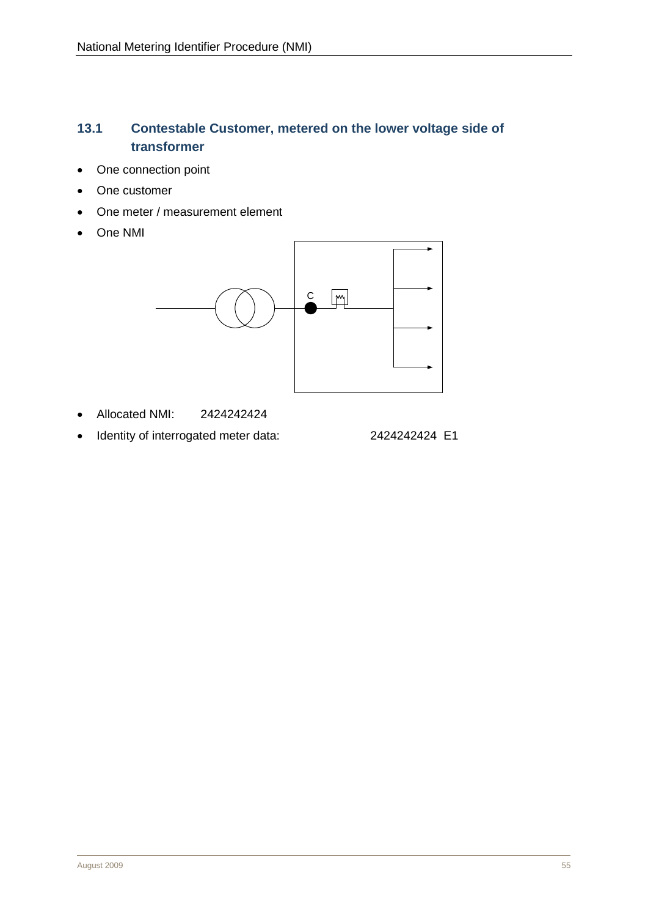### 13.1 Contestable Customer, metered on the lower voltage side of transformer

- One connection point
- One customer
- One meter / measurement element
- One NMI

C

- Allocated NMI: 2424242424
- Identity of interrogated meter data: 2424242424 E1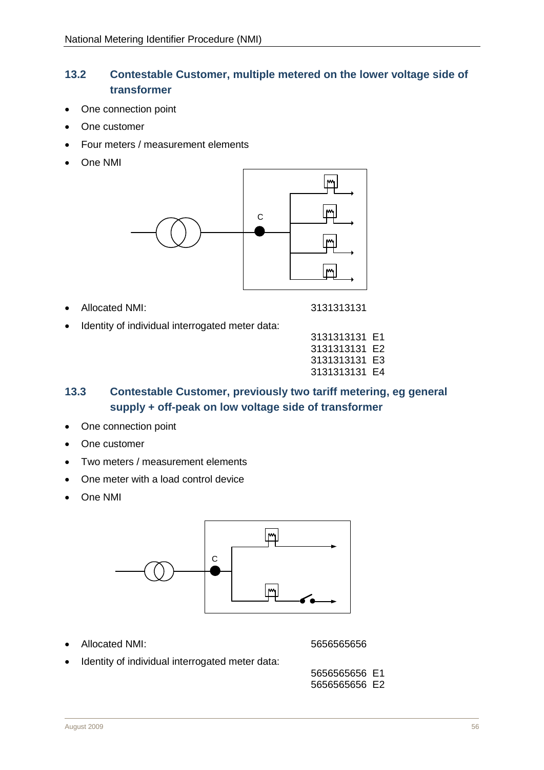## 13.2 Contestable Customer, multiple metered on the lower voltage side of transformer

- One connection point
- One customer
- Four meters / measurement elements
- One NMI

- Allocated NMI: 3131313131
- Identity of individual interrogated meter data:

3131313131 E1
3131313131 E2
3131313131 E3
3131313131 E4

## 13.3 Contestable Customer, previously two tariff metering, eg general supply + off-peak on low voltage side of transformer

- One connection point
- One customer
- Two meters / measurement elements
- One meter with a load control device
- One NMI

- Allocated NMI: 5656565656
- Identity of individual interrogated meter data:

5656565656 E1
5656565656 E2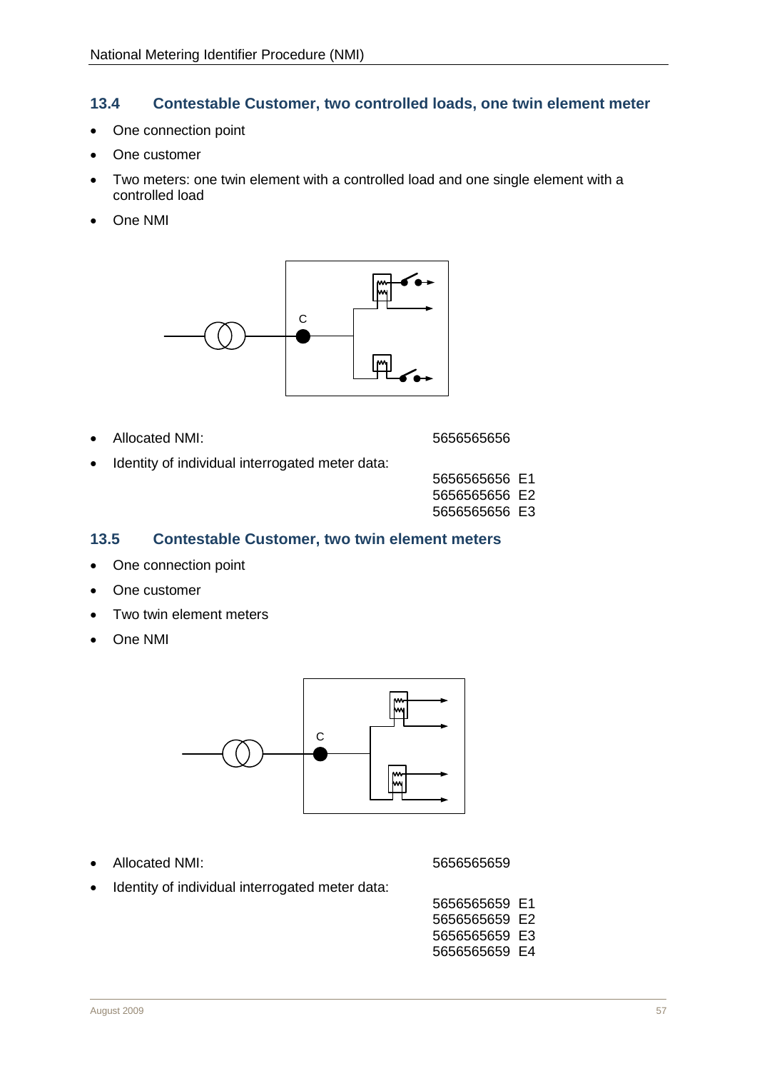## 13.4 Contestable Customer, two controlled loads, one twin element meter

- One connection point
- One customer
- Two meters: one twin element with a controlled load and one single element with a controlled load
- One NMI

C

- Allocated NMI: 5656565656
- Identity of individual interrogated meter data:

5656565656 E1
5656565656 E2
5656565656 E3

## 13.5 Contestable Customer, two twin element meters

- One connection point
- One customer
- Two twin element meters
- One NMI

C

- Allocated NMI: 5656565659
- Identity of individual interrogated meter data:

5656565659 E1
5656565659 E2
5656565659 E3
5656565659 E4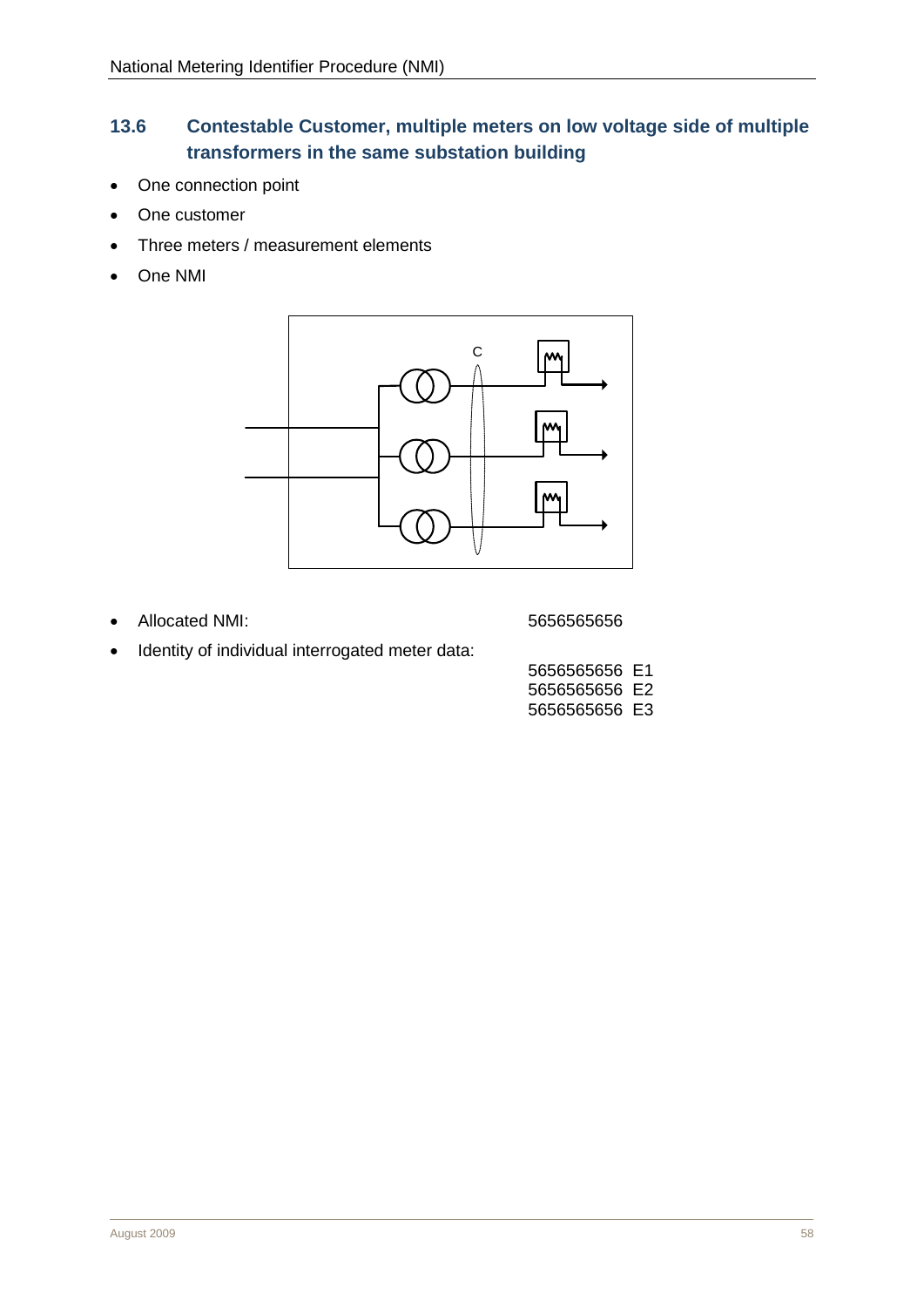## 13.6 Contestable Customer, multiple meters on low voltage side of multiple transformers in the same substation building

- One connection point
- One customer
- Three meters / measurement elements
- One NMI

- Allocated NMI: 5656565656
- Identity of individual interrogated meter data:

  5656565656 E1
  5656565656 E2
  5656565656 E3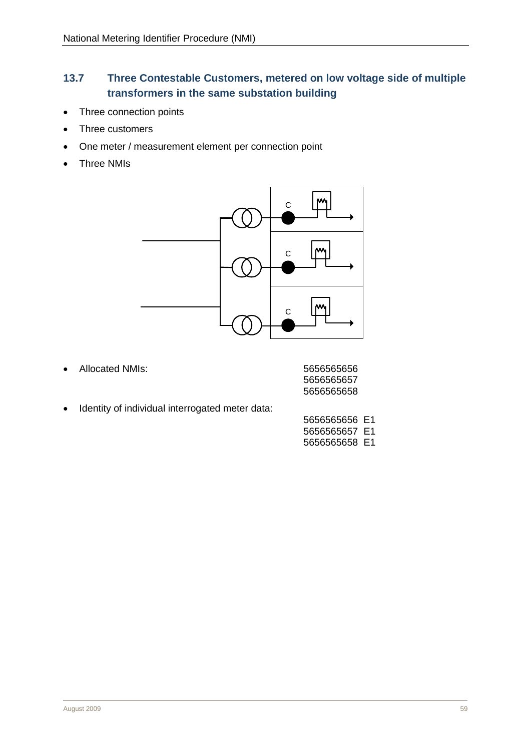## 13.7 Three Contestable Customers, metered on low voltage side of multiple transformers in the same substation building

- Three connection points
- Three customers
- One meter / measurement element per connection point
- Three NMIs

- Allocated NMIs:

  5656565656
  5656565657
  5656565658

- Identity of individual interrogated meter data:

  5656565656 E1
  5656565657 E1
  5656565658 E1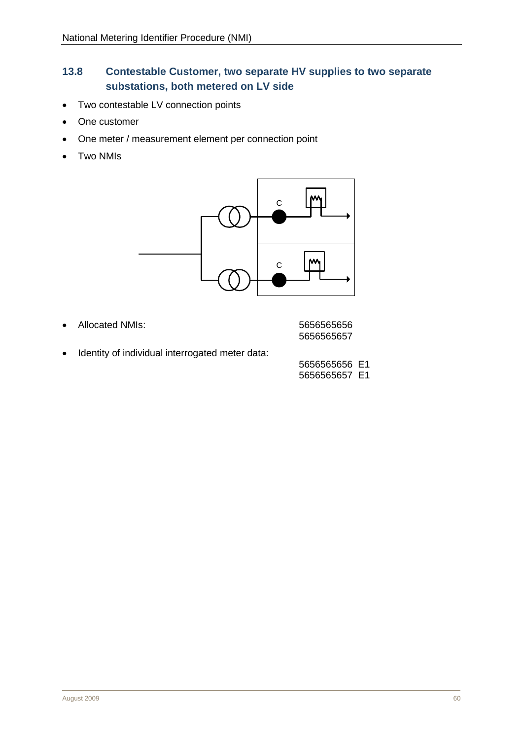## 13.8 Contestable Customer, two separate HV supplies to two separate substations, both metered on LV side

- Two contestable LV connection points
- One customer
- One meter / measurement element per connection point
- Two NMIs

- Allocated NMIs: 5656565656
  5656565657

- Identity of individual interrogated meter data:

  5656565656 E1
  5656565657 E1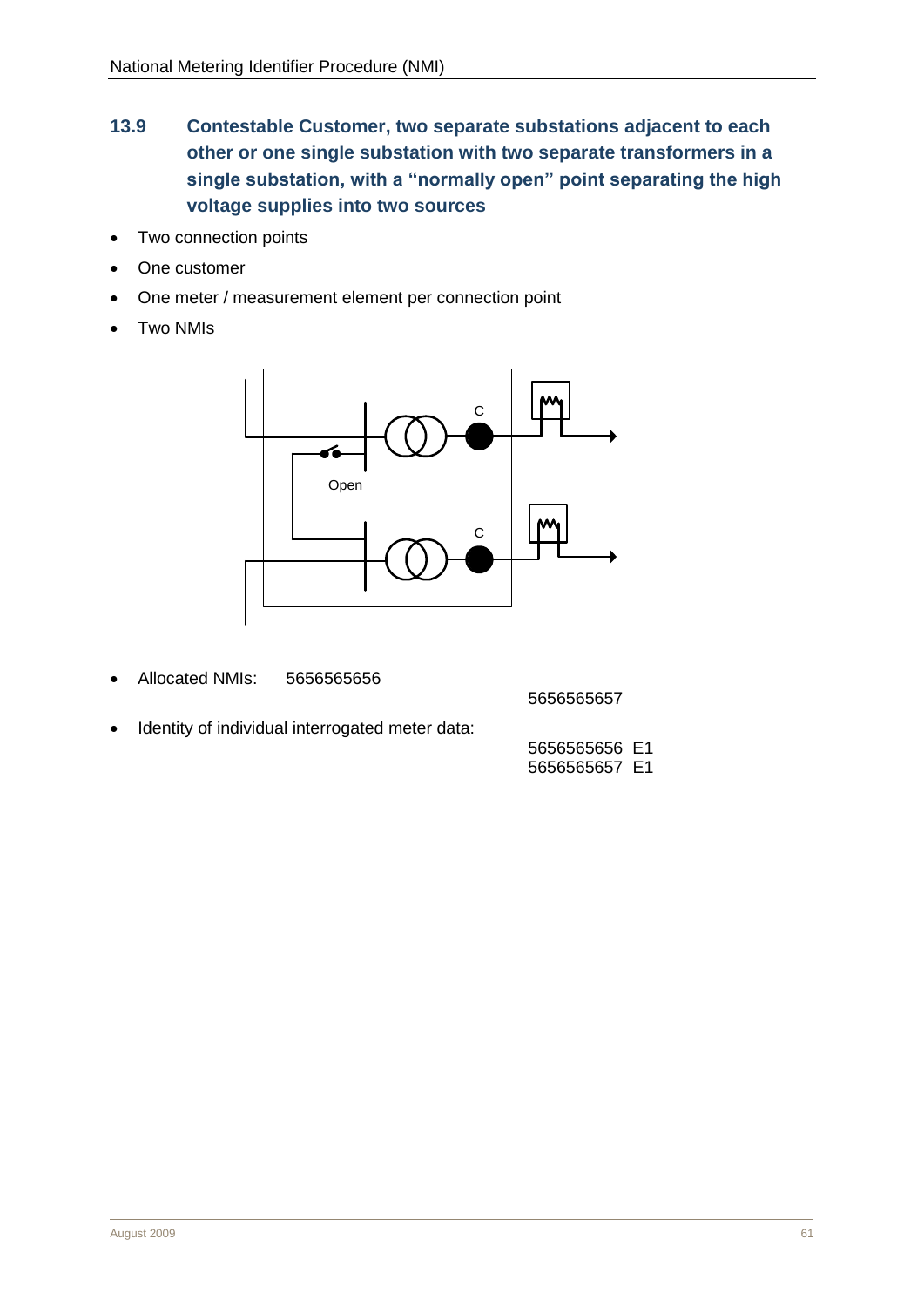## 13.9 Contestable Customer, two separate substations adjacent to each other or one single substation with two separate transformers in a single substation, with a "normally open" point separating the high voltage supplies into two sources

- Two connection points
- One customer
- One meter / measurement element per connection point
- Two NMIs

- Allocated NMIs: 5656565656
  5656565657
- Identity of individual interrogated meter data:
  5656565656 E1
  5656565657 E1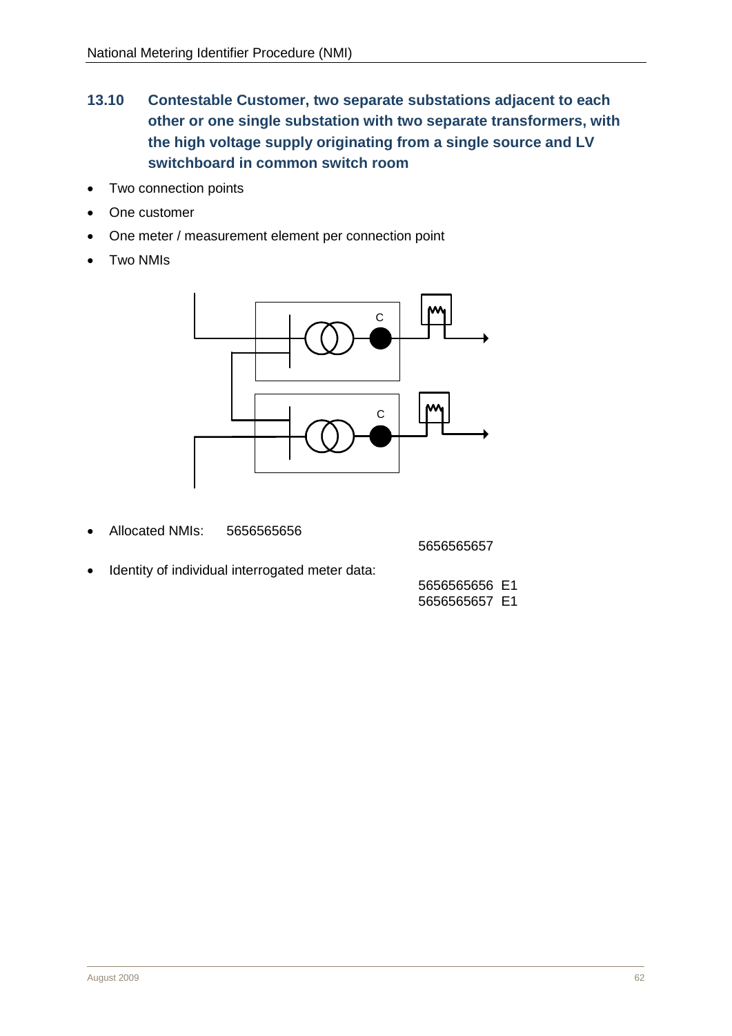### 13.10 Contestable Customer, two separate substations adjacent to each other or one single substation with two separate transformers, with the high voltage supply originating from a single source and LV switchboard in common switch room

- Two connection points
- One customer
- One meter / measurement element per connection point
- Two NMIs

- Allocated NMIs: 5656565656
  5656565657
- Identity of individual interrogated meter data:
  5656565656 E1
  5656565657 E1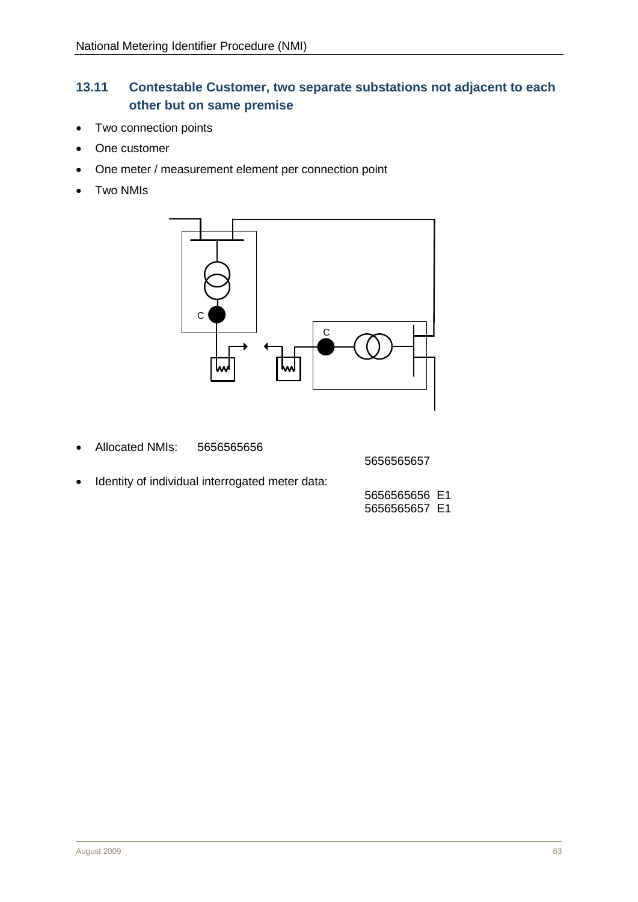## 13.11 Contestable Customer, two separate substations not adjacent to each other but on same premise

- Two connection points
- One customer
- One meter / measurement element per connection point
- Two NMIs

- Allocated NMIs: 5656565656
  5656565657
- Identity of individual interrogated meter data:
  5656565656 E1
  5656565657 E1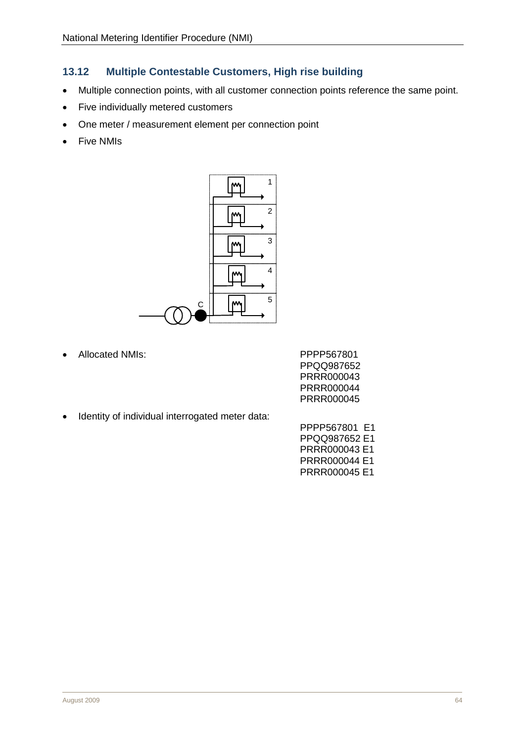## 13.12 Multiple Contestable Customers, High rise building

- Multiple connection points, with all customer connection points reference the same point.
- Five individually metered customers
- One meter / measurement element per connection point
- Five NMIs

- Allocated NMIs:

  PPPP567801
  PPQQ987652
  PRRR000043
  PRRR000044
  PRRR000045

- Identity of individual interrogated meter data:

  PPPP567801 E1
  PPQQ987652 E1
  PRRR000043 E1
  PRRR000044 E1
  PRRR000045 E1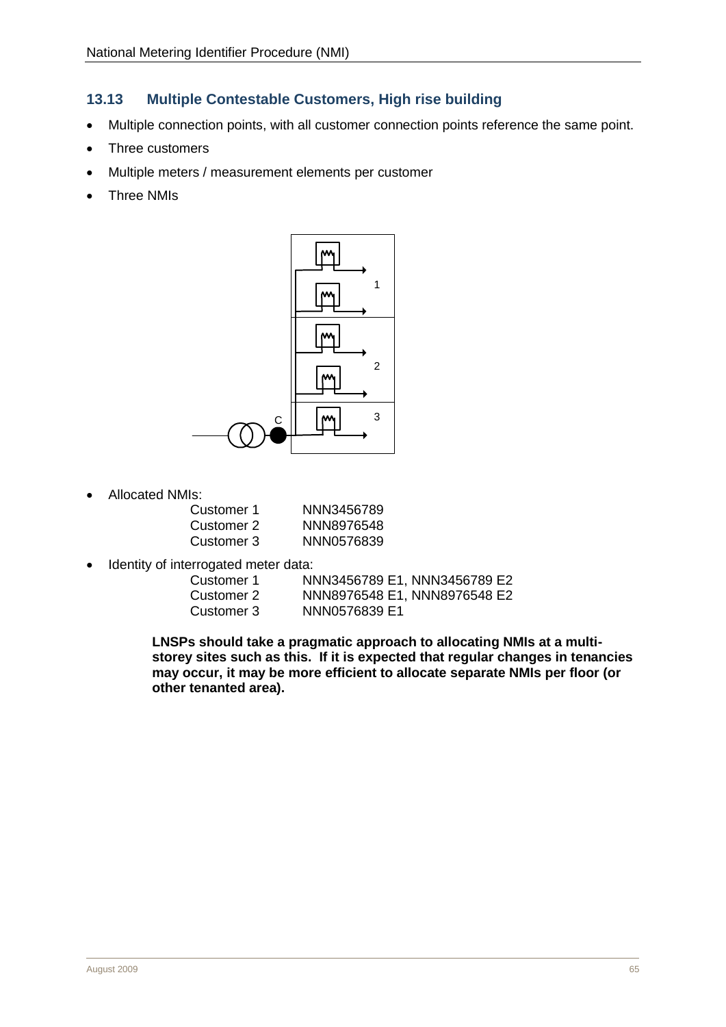## 13.13 Multiple Contestable Customers, High rise building

- Multiple connection points, with all customer connection points reference the same point.
- Three customers
- Multiple meters / measurement elements per customer
- Three NMIs

- Allocated NMIs:

| | |
|---|---|
| Customer 1 | NNN3456789 |
| Customer 2 | NNN8976548 |
| Customer 3 | NNN0576839 |

- Identity of interrogated meter data:

| | |
|---|---|
| Customer 1 | NNN3456789 E1, NNN3456789 E2 |
| Customer 2 | NNN8976548 E1, NNN8976548 E2 |
| Customer 3 | NNN0576839 E1 |

**LNSPs should take a pragmatic approach to allocating NMIs at a multi-storey sites such as this. If it is expected that regular changes in tenancies may occur, it may be more efficient to allocate separate NMIs per floor (or other tenanted area).**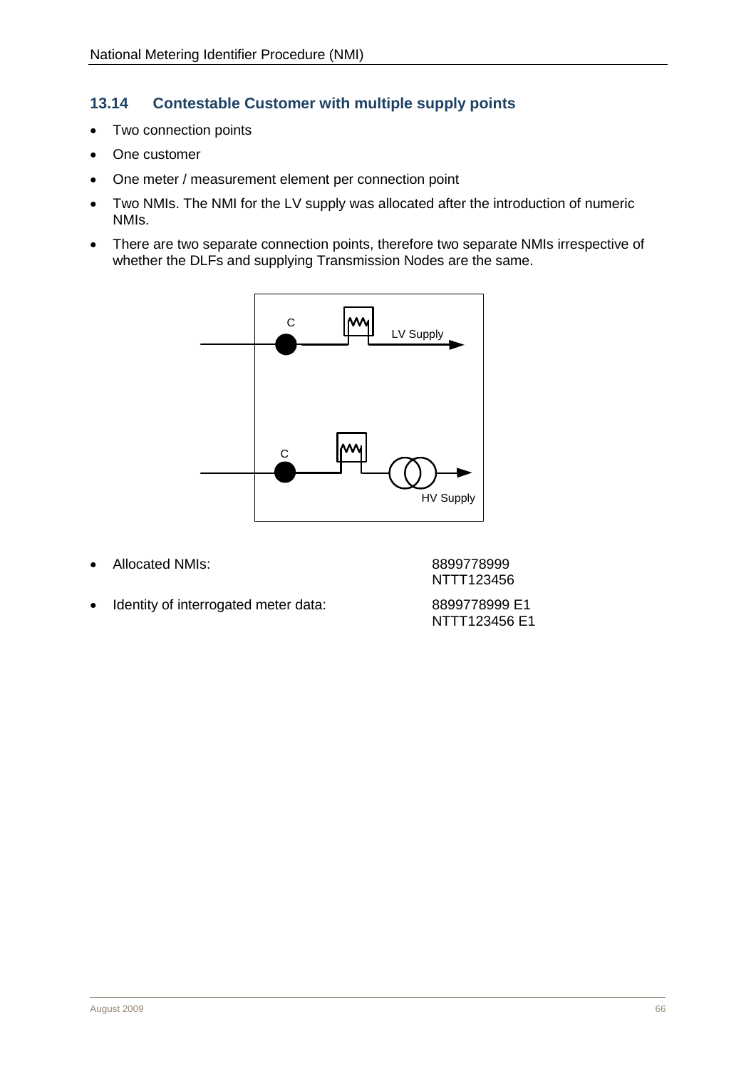## 13.14 Contestable Customer with multiple supply points

- Two connection points
- One customer
- One meter / measurement element per connection point
- Two NMIs. The NMI for the LV supply was allocated after the introduction of numeric NMIs.
- There are two separate connection points, therefore two separate NMIs irrespective of whether the DLFs and supplying Transmission Nodes are the same.

- Allocated NMIs: 8899778999  
  NTTT123456
- Identity of interrogated meter data: 8899778999 E1  
  NTTT123456 E1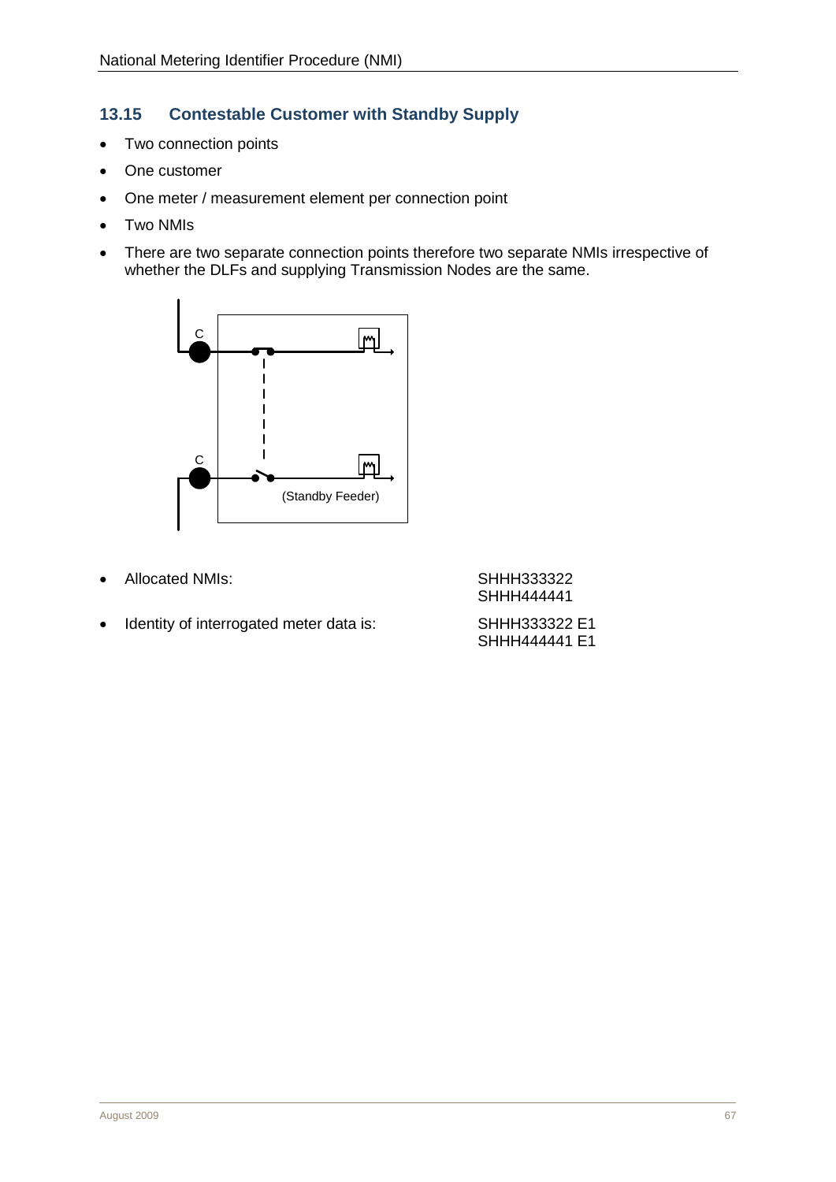## 13.15 Contestable Customer with Standby Supply

- Two connection points
- One customer
- One meter / measurement element per connection point
- Two NMIs
- There are two separate connection points therefore two separate NMIs irrespective of whether the DLFs and supplying Transmission Nodes are the same.

C

C

(Standby Feeder)

- Allocated NMIs: SHHH333322 SHHH444441
- Identity of interrogated meter data is: SHHH333322 E1 SHHH444441 E1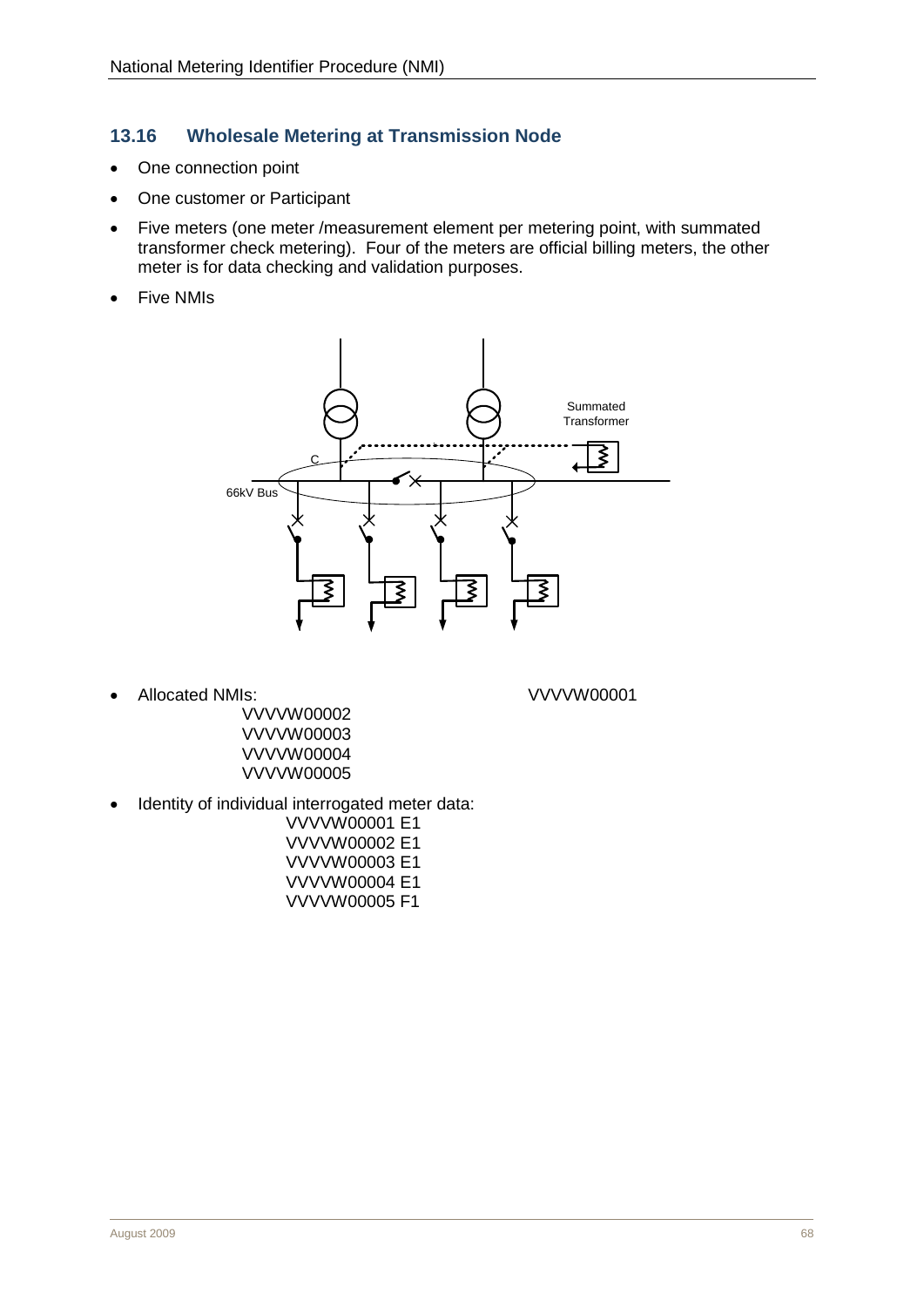## 13.16 Wholesale Metering at Transmission Node

- One connection point
- One customer or Participant
- Five meters (one meter /measurement element per metering point, with summated transformer check metering). Four of the meters are official billing meters, the other meter is for data checking and validation purposes.
- Five NMIs

Summated Transformer

C

66kV Bus

- Allocated NMIs: VVVVW00001
  VVVVW00002
  VVVVW00003
  VVVVW00004
  VVVVW00005
- Identity of individual interrogated meter data:
  VVVVW00001 E1
  VVVVW00002 E1
  VVVVW00003 E1
  VVVVW00004 E1
  VVVVW00005 F1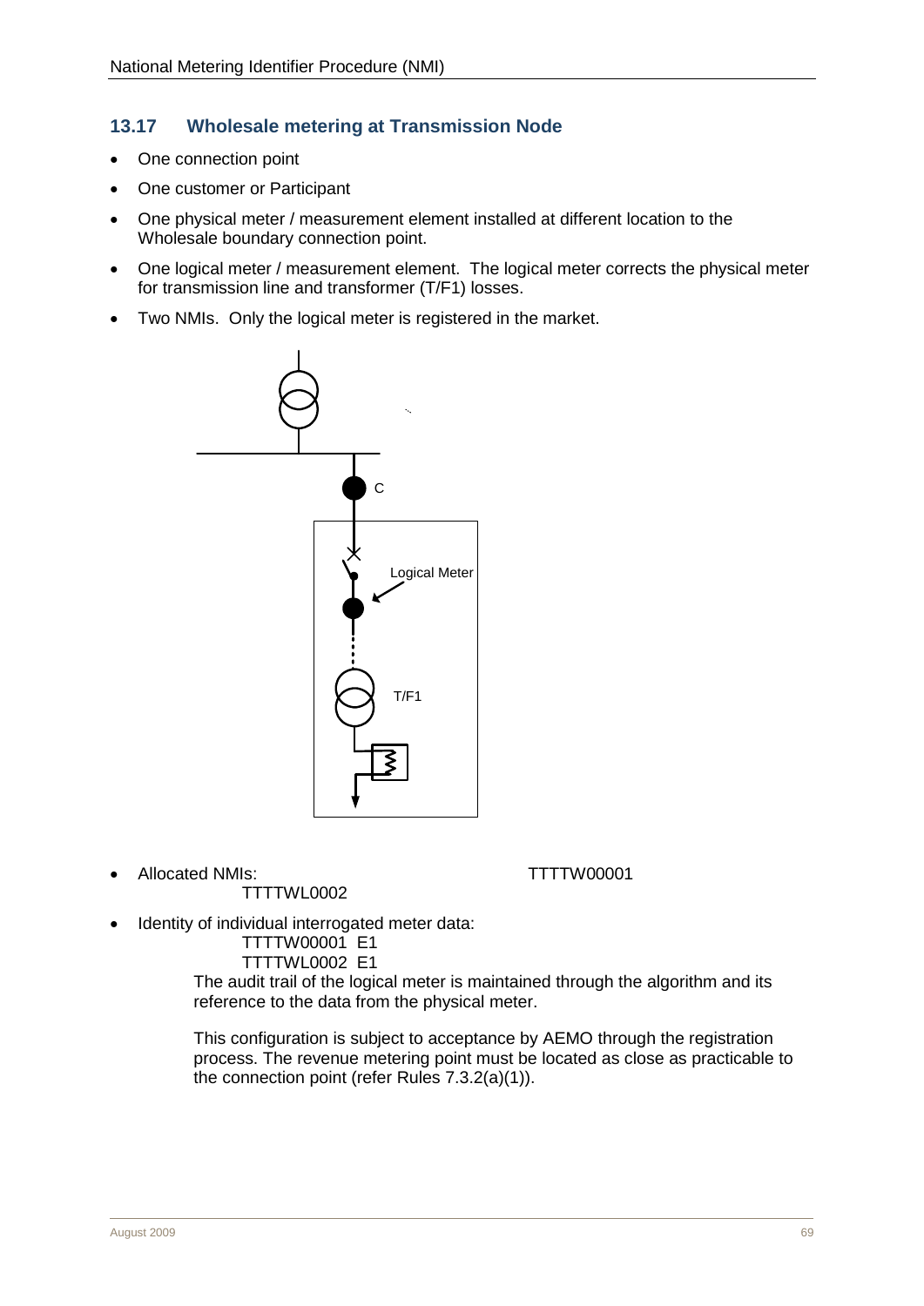## 13.17 Wholesale metering at Transmission Node

- One connection point
- One customer or Participant
- One physical meter / measurement element installed at different location to the Wholesale boundary connection point.
- One logical meter / measurement element. The logical meter corrects the physical meter for transmission line and transformer (T/F1) losses.
- Two NMIs. Only the logical meter is registered in the market.

C

Logical Meter

T/F1

- Allocated NMIs: TTTTW00001
  TTTTWL0002
- Identity of individual interrogated meter data:
  TTTTW00001 E1
  TTTTWL0002 E1

  The audit trail of the logical meter is maintained through the algorithm and its reference to the data from the physical meter.

  This configuration is subject to acceptance by AEMO through the registration process. The revenue metering point must be located as close as practicable to the connection point (refer Rules 7.3.2(a)(1)).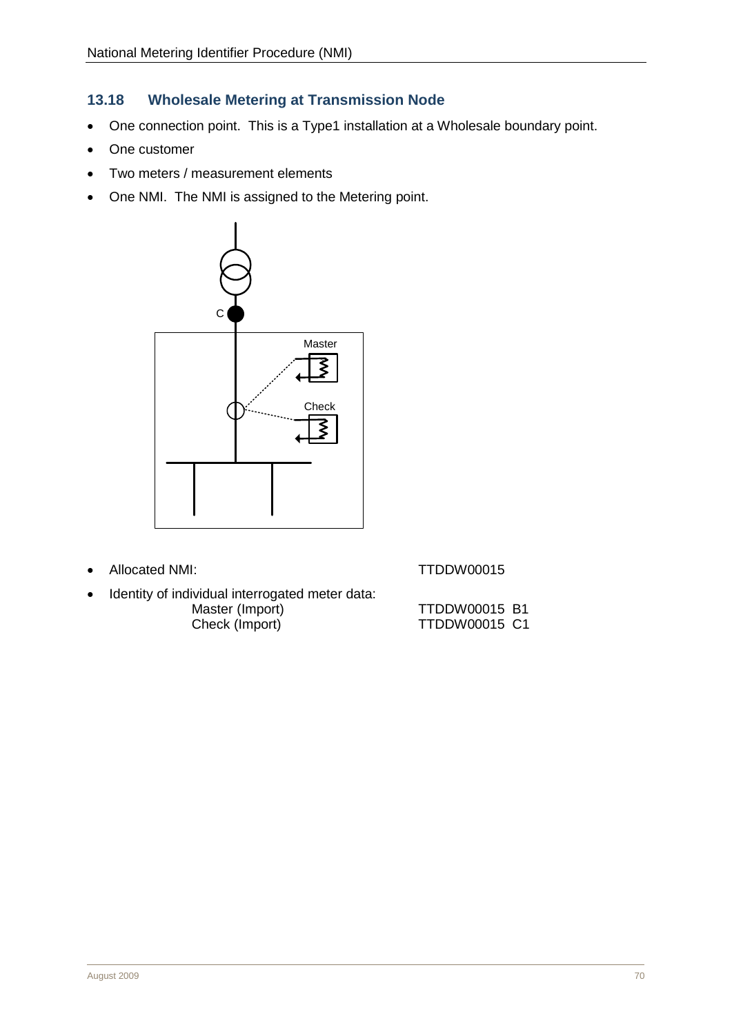## 13.18 Wholesale Metering at Transmission Node

- One connection point. This is a Type1 installation at a Wholesale boundary point.
- One customer
- Two meters / measurement elements
- One NMI. The NMI is assigned to the Metering point.

- Allocated NMI: TTDDW00015
- Identity of individual interrogated meter data:

| | |
|---|---|
| Master (Import) | TTDDW00015 B1 |
| Check (Import) | TTDDW00015 C1 |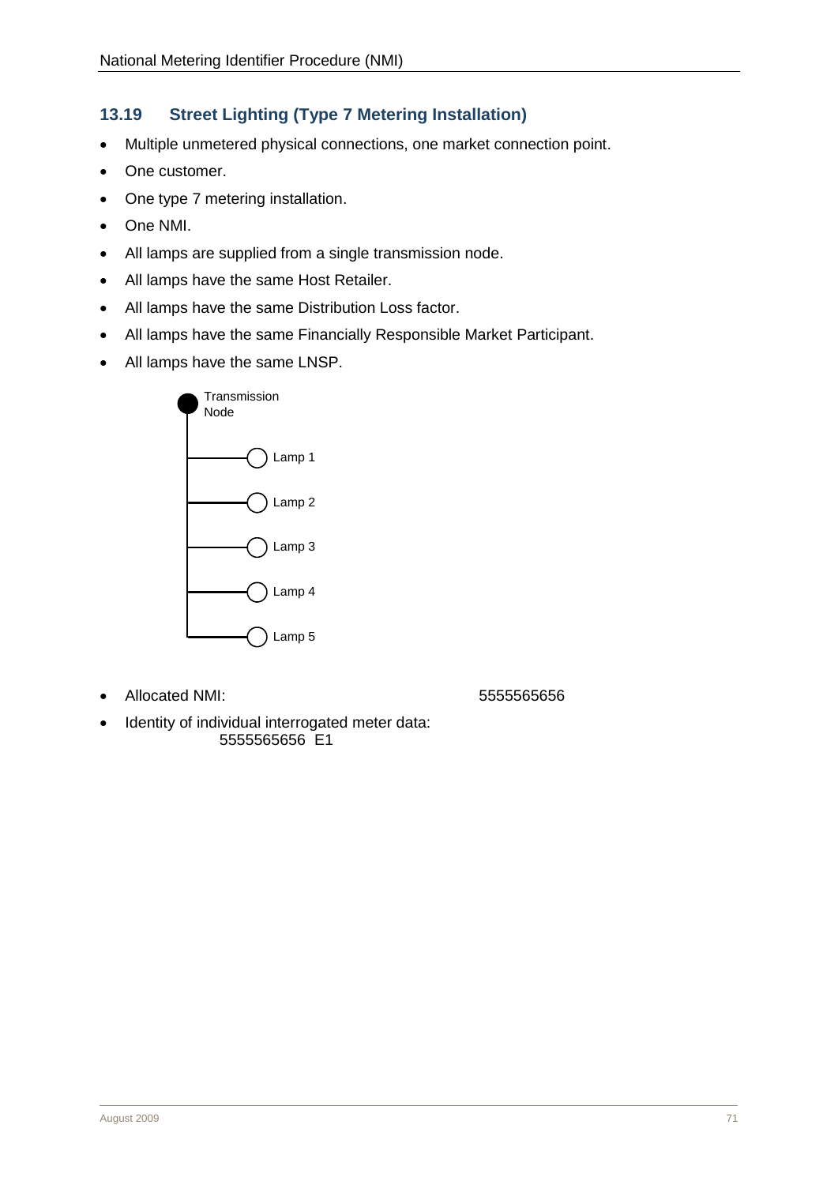## 13.19 Street Lighting (Type 7 Metering Installation)

- Multiple unmetered physical connections, one market connection point.
- One customer.
- One type 7 metering installation.
- One NMI.
- All lamps are supplied from a single transmission node.
- All lamps have the same Host Retailer.
- All lamps have the same Distribution Loss factor.
- All lamps have the same Financially Responsible Market Participant.
- All lamps have the same LNSP.

Transmission Node

Lamp 1

Lamp 2

Lamp 3

Lamp 4

Lamp 5

- Allocated NMI: 5555565656
- Identity of individual interrogated meter data:
  5555565656 E1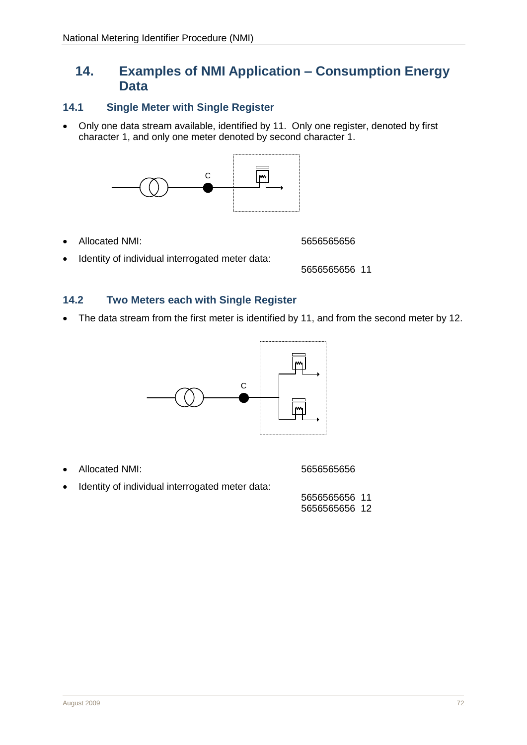# 14. Examples of NMI Application – Consumption Energy Data

## 14.1 Single Meter with Single Register

- Only one data stream available, identified by 11. Only one register, denoted by first character 1, and only one meter denoted by second character 1.

- Allocated NMI: 5656565656
- Identity of individual interrogated meter data: 5656565656 11

## 14.2 Two Meters each with Single Register

- The data stream from the first meter is identified by 11, and from the second meter by 12.

- Allocated NMI: 5656565656
- Identity of individual interrogated meter data:
  5656565656 11
  5656565656 12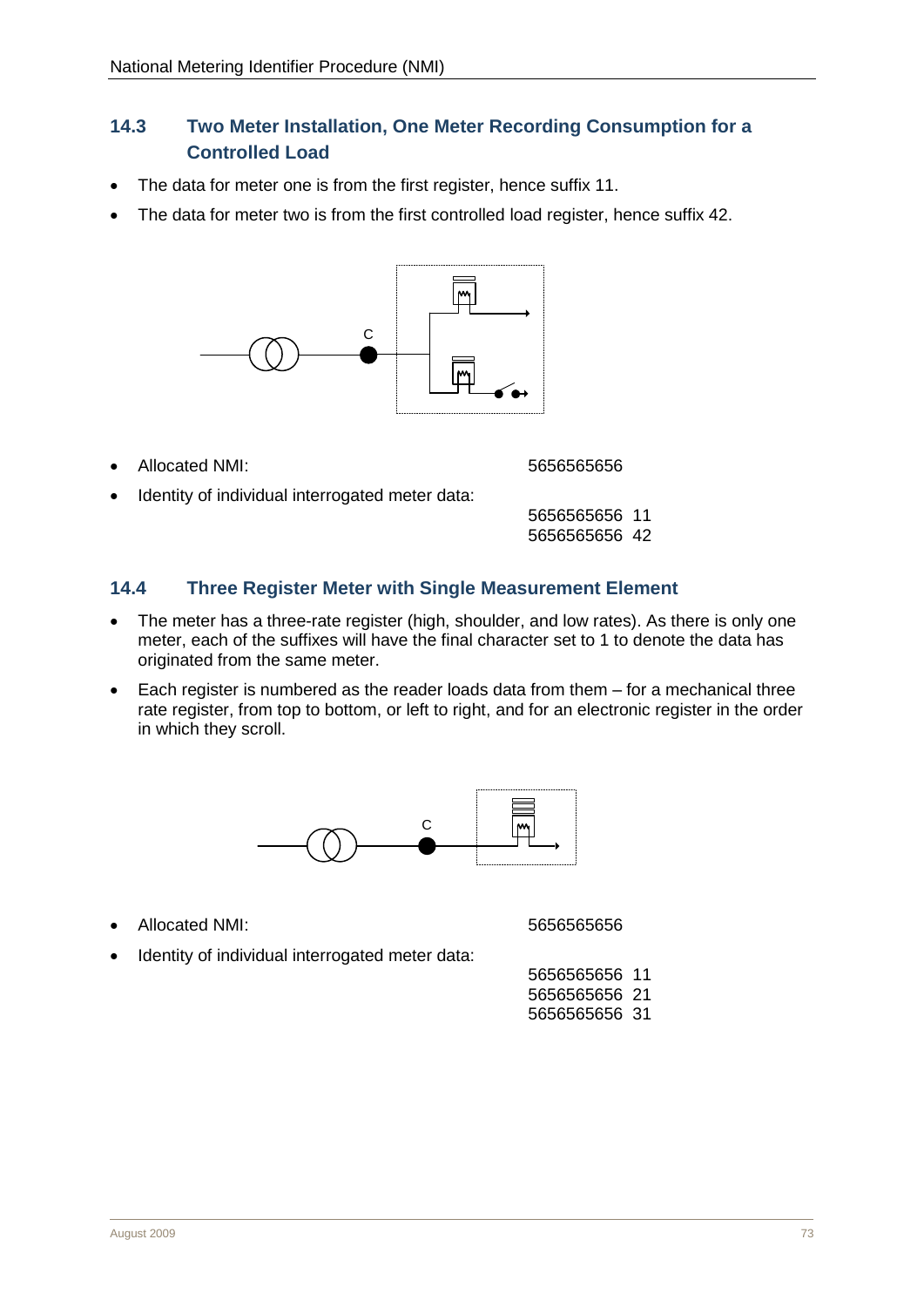### 14.3 Two Meter Installation, One Meter Recording Consumption for a Controlled Load

- The data for meter one is from the first register, hence suffix 11.
- The data for meter two is from the first controlled load register, hence suffix 42.

- Allocated NMI: 5656565656
- Identity of individual interrogated meter data:

  5656565656 11
  5656565656 42

### 14.4 Three Register Meter with Single Measurement Element

- The meter has a three-rate register (high, shoulder, and low rates). As there is only one meter, each of the suffixes will have the final character set to 1 to denote the data has originated from the same meter.
- Each register is numbered as the reader loads data from them – for a mechanical three rate register, from top to bottom, or left to right, and for an electronic register in the order in which they scroll.

- Allocated NMI: 5656565656
- Identity of individual interrogated meter data:

  5656565656 11
  5656565656 21
  5656565656 31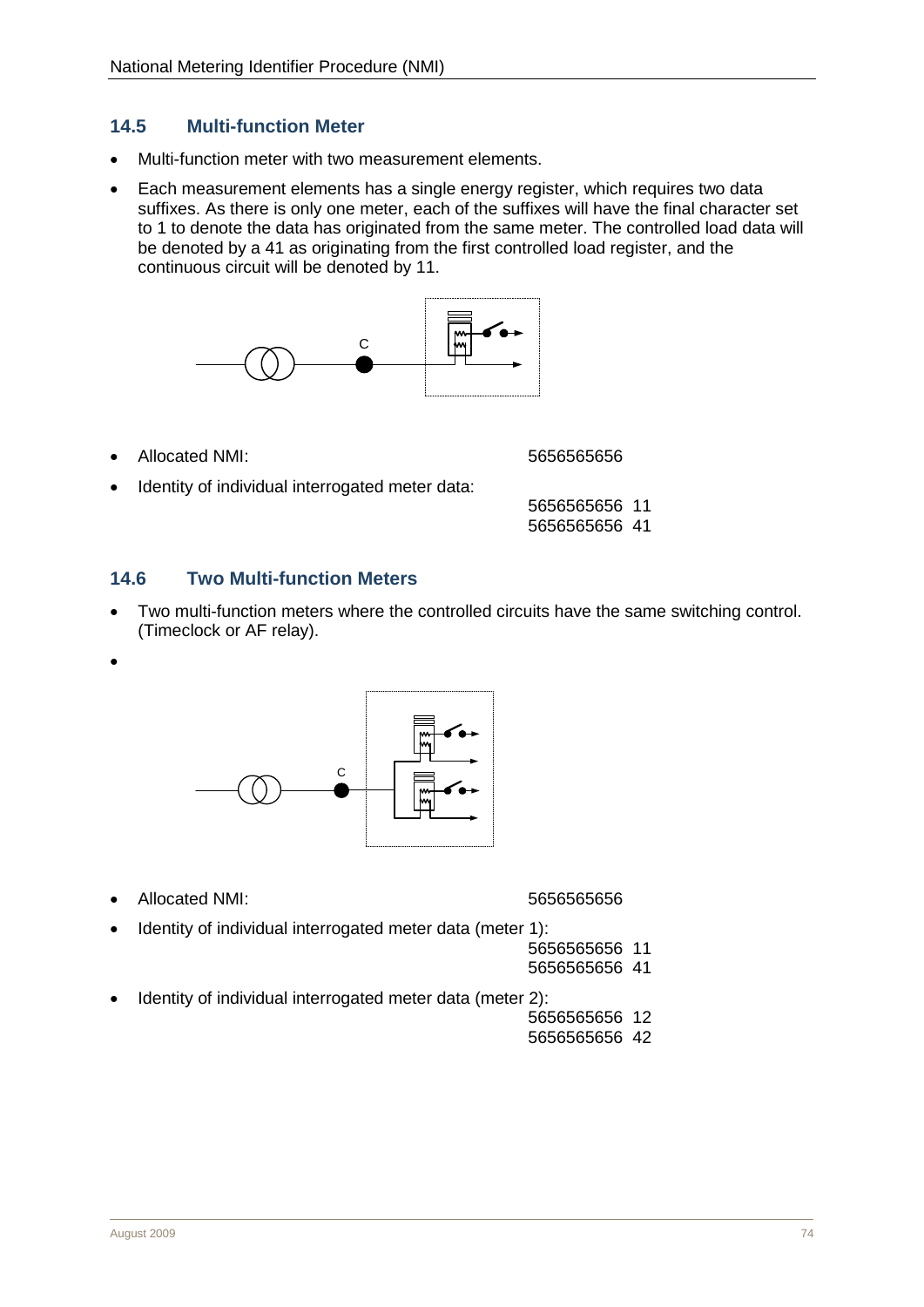## 14.5 Multi-function Meter

- Multi-function meter with two measurement elements.
- Each measurement elements has a single energy register, which requires two data suffixes. As there is only one meter, each of the suffixes will have the final character set to 1 to denote the data has originated from the same meter. The controlled load data will be denoted by a 41 as originating from the first controlled load register, and the continuous circuit will be denoted by 11.

- Allocated NMI: 5656565656
- Identity of individual interrogated meter data:

  5656565656 11
  5656565656 41

## 14.6 Two Multi-function Meters

- Two multi-function meters where the controlled circuits have the same switching control. (Timeclock or AF relay).
- 

- Allocated NMI: 5656565656
- Identity of individual interrogated meter data (meter 1):

  5656565656 11
  5656565656 41

- Identity of individual interrogated meter data (meter 2):

  5656565656 12
  5656565656 42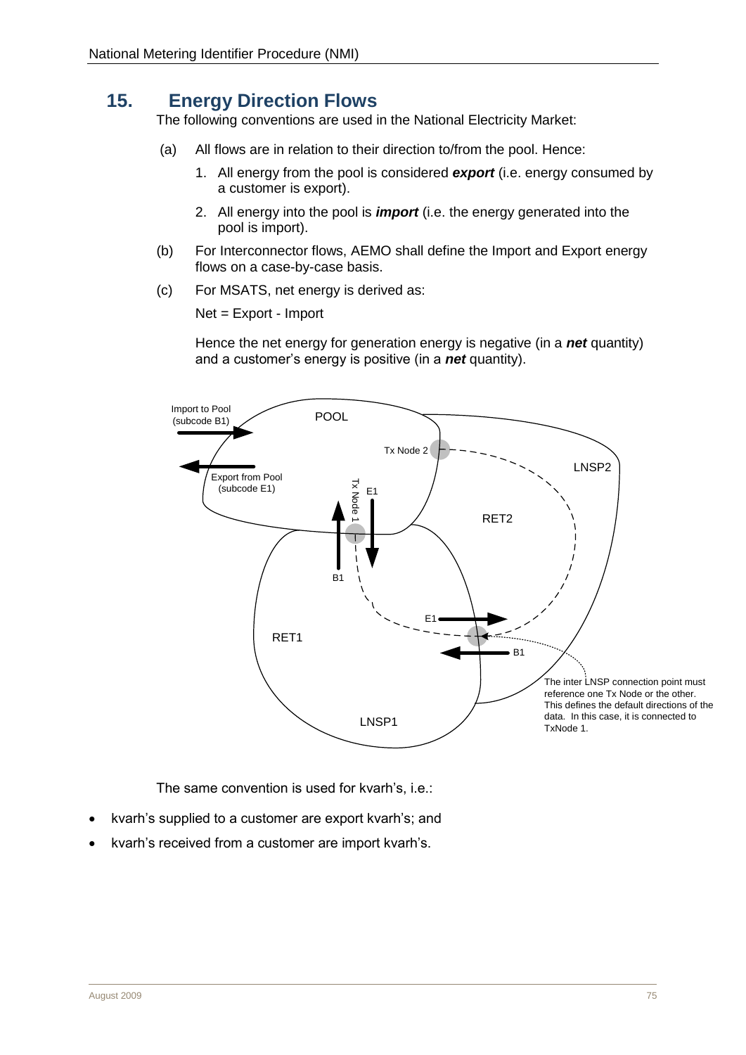# 15. Energy Direction Flows

The following conventions are used in the National Electricity Market:

(a) All flows are in relation to their direction to/from the pool. Hence:

1. All energy from the pool is considered ***export*** (i.e. energy consumed by a customer is export).
2. All energy into the pool is ***import*** (i.e. the energy generated into the pool is import).

(b) For Interconnector flows, AEMO shall define the Import and Export energy flows on a case-by-case basis.

(c) For MSATS, net energy is derived as:

Net = Export - Import

Hence the net energy for generation energy is negative (in a ***net*** quantity) and a customer's energy is positive (in a ***net*** quantity).

The same convention is used for kvarh's, i.e.:

- kvarh's supplied to a customer are export kvarh's; and
- kvarh's received from a customer are import kvarh's.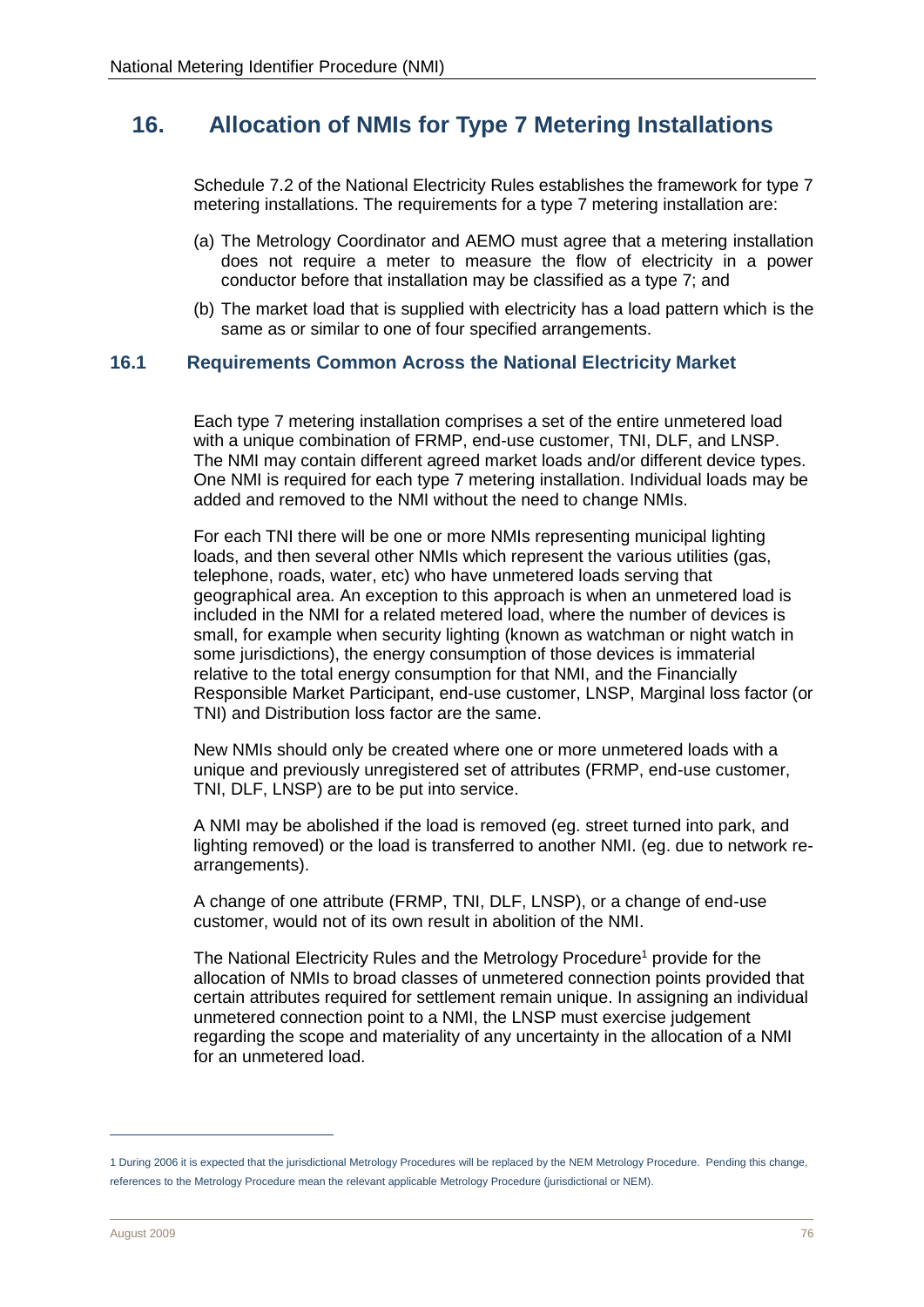# 16. Allocation of NMIs for Type 7 Metering Installations

Schedule 7.2 of the National Electricity Rules establishes the framework for type 7 metering installations. The requirements for a type 7 metering installation are:

(a) The Metrology Coordinator and AEMO must agree that a metering installation does not require a meter to measure the flow of electricity in a power conductor before that installation may be classified as a type 7; and

(b) The market load that is supplied with electricity has a load pattern which is the same as or similar to one of four specified arrangements.

## 16.1 Requirements Common Across the National Electricity Market

Each type 7 metering installation comprises a set of the entire unmetered load with a unique combination of FRMP, end-use customer, TNI, DLF, and LNSP. The NMI may contain different agreed market loads and/or different device types. One NMI is required for each type 7 metering installation. Individual loads may be added and removed to the NMI without the need to change NMIs.

For each TNI there will be one or more NMIs representing municipal lighting loads, and then several other NMIs which represent the various utilities (gas, telephone, roads, water, etc) who have unmetered loads serving that geographical area. An exception to this approach is when an unmetered load is included in the NMI for a related metered load, where the number of devices is small, for example when security lighting (known as watchman or night watch in some jurisdictions), the energy consumption of those devices is immaterial relative to the total energy consumption for that NMI, and the Financially Responsible Market Participant, end-use customer, LNSP, Marginal loss factor (or TNI) and Distribution loss factor are the same.

New NMIs should only be created where one or more unmetered loads with a unique and previously unregistered set of attributes (FRMP, end-use customer, TNI, DLF, LNSP) are to be put into service.

A NMI may be abolished if the load is removed (eg. street turned into park, and lighting removed) or the load is transferred to another NMI. (eg. due to network re-arrangements).

A change of one attribute (FRMP, TNI, DLF, LNSP), or a change of end-use customer, would not of its own result in abolition of the NMI.

The National Electricity Rules and the Metrology Procedure[1] provide for the allocation of NMIs to broad classes of unmetered connection points provided that certain attributes required for settlement remain unique. In assigning an individual unmetered connection point to a NMI, the LNSP must exercise judgement regarding the scope and materiality of any uncertainty in the allocation of a NMI for an unmetered load.

---

1 During 2006 it is expected that the jurisdictional Metrology Procedures will be replaced by the NEM Metrology Procedure. Pending this change, references to the Metrology Procedure mean the relevant applicable Metrology Procedure (jurisdictional or NEM).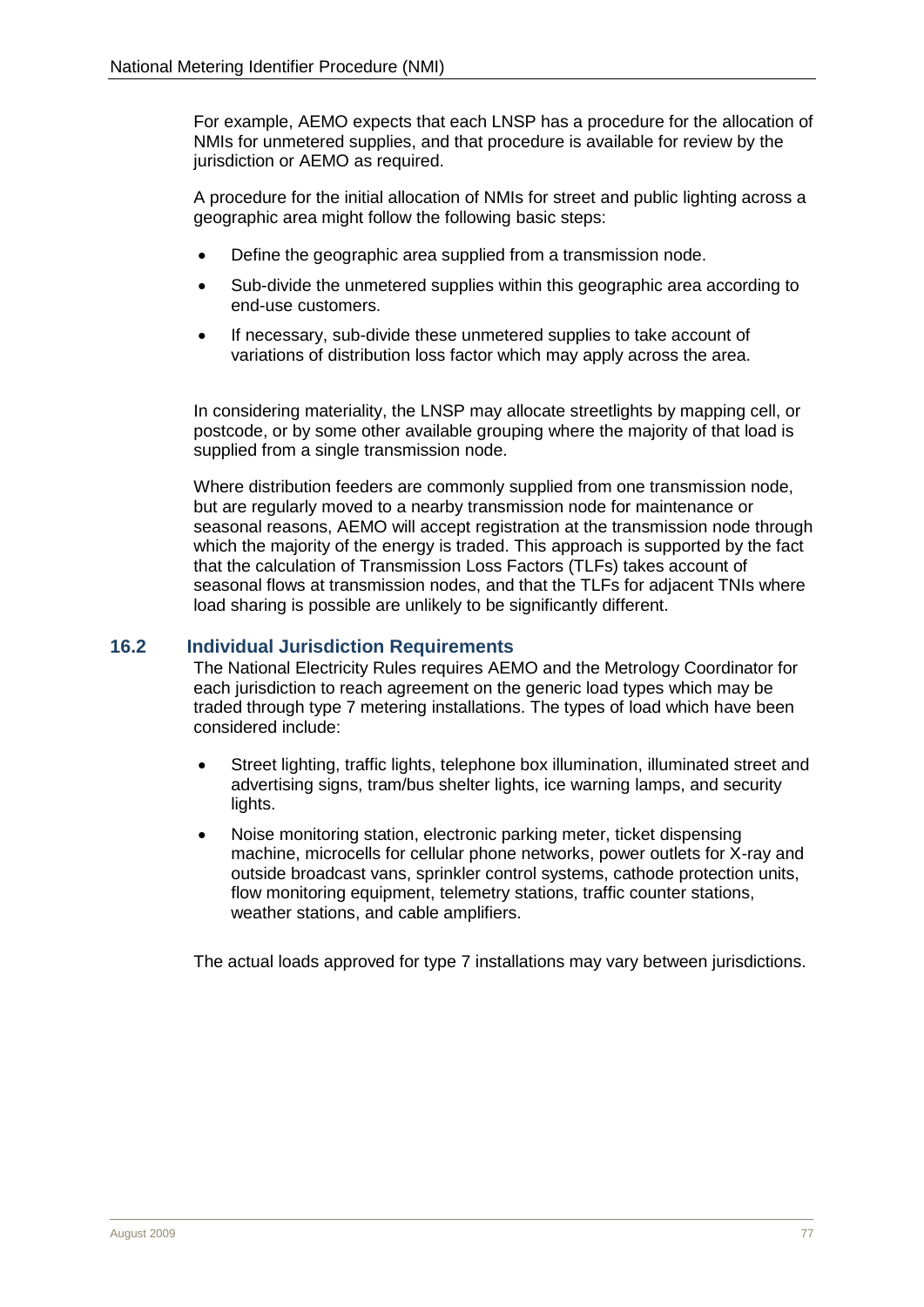For example, AEMO expects that each LNSP has a procedure for the allocation of NMIs for unmetered supplies, and that procedure is available for review by the jurisdiction or AEMO as required.

A procedure for the initial allocation of NMIs for street and public lighting across a geographic area might follow the following basic steps:

- Define the geographic area supplied from a transmission node.
- Sub-divide the unmetered supplies within this geographic area according to end-use customers.
- If necessary, sub-divide these unmetered supplies to take account of variations of distribution loss factor which may apply across the area.

In considering materiality, the LNSP may allocate streetlights by mapping cell, or postcode, or by some other available grouping where the majority of that load is supplied from a single transmission node.

Where distribution feeders are commonly supplied from one transmission node, but are regularly moved to a nearby transmission node for maintenance or seasonal reasons, AEMO will accept registration at the transmission node through which the majority of the energy is traded. This approach is supported by the fact that the calculation of Transmission Loss Factors (TLFs) takes account of seasonal flows at transmission nodes, and that the TLFs for adjacent TNIs where load sharing is possible are unlikely to be significantly different.

### 16.2 Individual Jurisdiction Requirements

The National Electricity Rules requires AEMO and the Metrology Coordinator for each jurisdiction to reach agreement on the generic load types which may be traded through type 7 metering installations. The types of load which have been considered include:

- Street lighting, traffic lights, telephone box illumination, illuminated street and advertising signs, tram/bus shelter lights, ice warning lamps, and security lights.
- Noise monitoring station, electronic parking meter, ticket dispensing machine, microcells for cellular phone networks, power outlets for X-ray and outside broadcast vans, sprinkler control systems, cathode protection units, flow monitoring equipment, telemetry stations, traffic counter stations, weather stations, and cable amplifiers.

The actual loads approved for type 7 installations may vary between jurisdictions.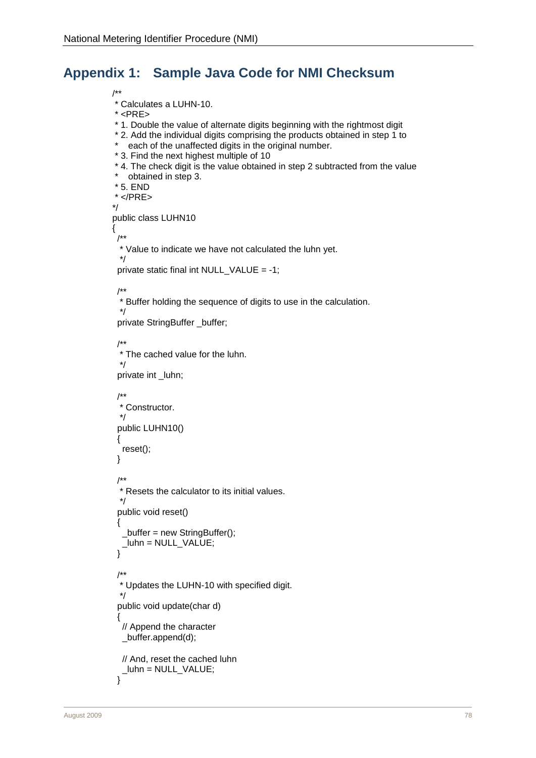# Appendix 1: Sample Java Code for NMI Checksum

```java
/**
 * Calculates a LUHN-10.
 * <PRE>
 * 1. Double the value of alternate digits beginning with the rightmost digit
 * 2. Add the individual digits comprising the products obtained in step 1 to
 *    each of the unaffected digits in the original number.
 * 3. Find the next highest multiple of 10
 * 4. The check digit is the value obtained in step 2 subtracted from the value
 *    obtained in step 3.
 * 5. END
 * </PRE>
*/
public class LUHN10
{
  /**
   * Value to indicate we have not calculated the luhn yet.
   */
  private static final int NULL_VALUE = -1;

  /**
   * Buffer holding the sequence of digits to use in the calculation.
   */
  private StringBuffer _buffer;

  /**
   * The cached value for the luhn.
   */
  private int _luhn;

  /**
   * Constructor.
   */
  public LUHN10()
  {
    reset();
  }

  /**
   * Resets the calculator to its initial values.
   */
  public void reset()
  {
    _buffer = new StringBuffer();
    _luhn = NULL_VALUE;
  }

  /**
   * Updates the LUHN-10 with specified digit.
   */
  public void update(char d)
  {
    // Append the character
    _buffer.append(d);

    // And, reset the cached luhn
    _luhn = NULL_VALUE;
  }
```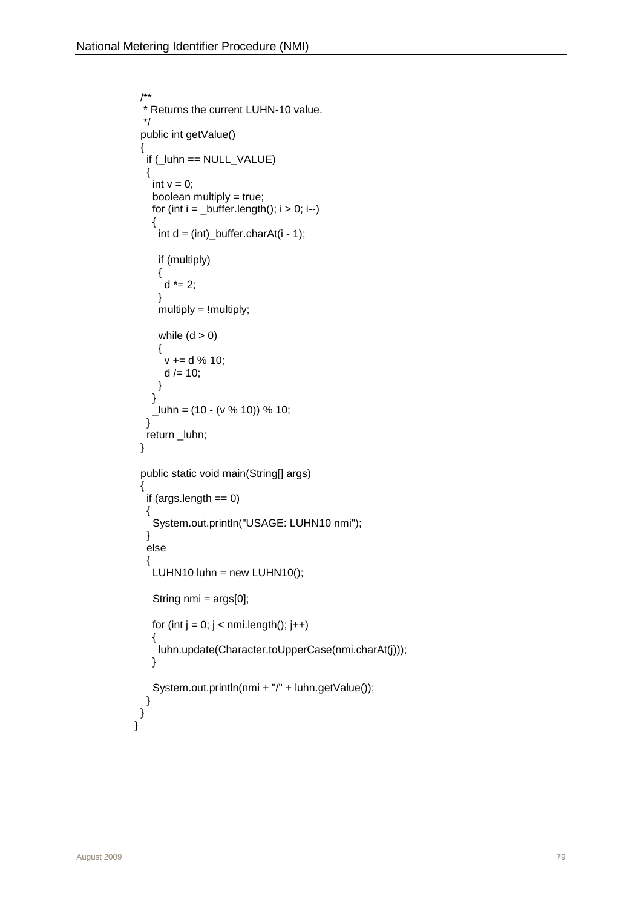```java
  /**
   * Returns the current LUHN-10 value.
   */
  public int getValue()
  {
    if (_luhn == NULL_VALUE)
    {
      int v = 0;
      boolean multiply = true;
      for (int i = _buffer.length(); i > 0; i--)
      {
        int d = (int)_buffer.charAt(i - 1);

        if (multiply)
        {
          d *= 2;
        }
        multiply = !multiply;

        while (d > 0)
        {
          v += d % 10;
          d /= 10;
        }
      }
      _luhn = (10 - (v % 10)) % 10;
    }
    return _luhn;
  }

  public static void main(String[] args)
  {
    if (args.length == 0)
    {
      System.out.println("USAGE: LUHN10 nmi");
    }
    else
    {
      LUHN10 luhn = new LUHN10();

      String nmi = args[0];

      for (int j = 0; j < nmi.length(); j++)
      {
        luhn.update(Character.toUpperCase(nmi.charAt(j)));
      }

      System.out.println(nmi + "/" + luhn.getValue());
    }
  }
}
```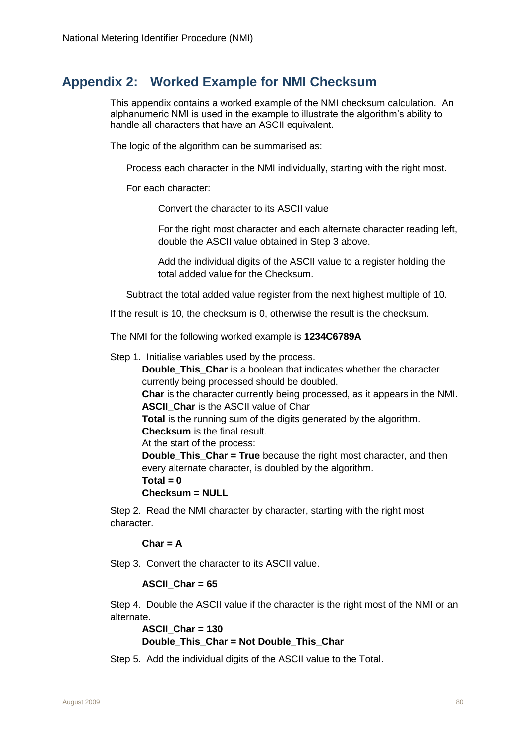## Appendix 2: Worked Example for NMI Checksum

This appendix contains a worked example of the NMI checksum calculation. An alphanumeric NMI is used in the example to illustrate the algorithm's ability to handle all characters that have an ASCII equivalent.

The logic of the algorithm can be summarised as:

> Process each character in the NMI individually, starting with the right most.
>
> For each character:
>
> > Convert the character to its ASCII value
> >
> > For the right most character and each alternate character reading left, double the ASCII value obtained in Step 3 above.
> >
> > Add the individual digits of the ASCII value to a register holding the total added value for the Checksum.
>
> Subtract the total added value register from the next highest multiple of 10.

If the result is 10, the checksum is 0, otherwise the result is the checksum.

The NMI for the following worked example is **1234C6789A**

Step 1. Initialise variables used by the process.

> **Double_This_Char** is a boolean that indicates whether the character currently being processed should be doubled.
> **Char** is the character currently being processed, as it appears in the NMI.
> **ASCII_Char** is the ASCII value of Char
> **Total** is the running sum of the digits generated by the algorithm.
> **Checksum** is the final result.
> At the start of the process:
> **Double_This_Char = True** because the right most character, and then every alternate character, is doubled by the algorithm.
> **Total = 0**
> **Checksum = NULL**

Step 2. Read the NMI character by character, starting with the right most character.

> **Char = A**

Step 3. Convert the character to its ASCII value.

> **ASCII_Char = 65**

Step 4. Double the ASCII value if the character is the right most of the NMI or an alternate.

> **ASCII_Char = 130**
> **Double_This_Char = Not Double_This_Char**

Step 5. Add the individual digits of the ASCII value to the Total.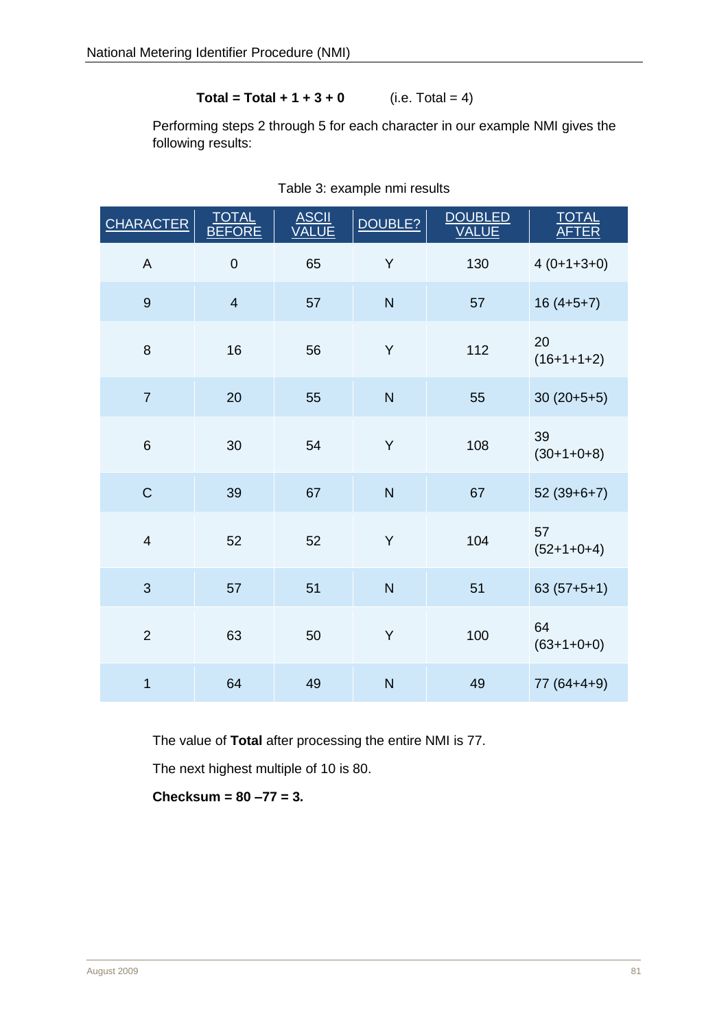**Total = Total + 1 + 3 + 0** (i.e. Total = 4)

Performing steps 2 through 5 for each character in our example NMI gives the following results:

Table 3: example nmi results

| CHARACTER | TOTAL BEFORE | ASCII VALUE | DOUBLE? | DOUBLED VALUE | TOTAL AFTER |
|---|---|---|---|---|---|
| A | 0 | 65 | Y | 130 | 4 (0+1+3+0) |
| 9 | 4 | 57 | N | 57 | 16 (4+5+7) |
| 8 | 16 | 56 | Y | 112 | 20 (16+1+1+2) |
| 7 | 20 | 55 | N | 55 | 30 (20+5+5) |
| 6 | 30 | 54 | Y | 108 | 39 (30+1+0+8) |
| C | 39 | 67 | N | 67 | 52 (39+6+7) |
| 4 | 52 | 52 | Y | 104 | 57 (52+1+0+4) |
| 3 | 57 | 51 | N | 51 | 63 (57+5+1) |
| 2 | 63 | 50 | Y | 100 | 64 (63+1+0+0) |
| 1 | 64 | 49 | N | 49 | 77 (64+4+9) |

The value of **Total** after processing the entire NMI is 77.

The next highest multiple of 10 is 80.

**Checksum = 80 –77 = 3.**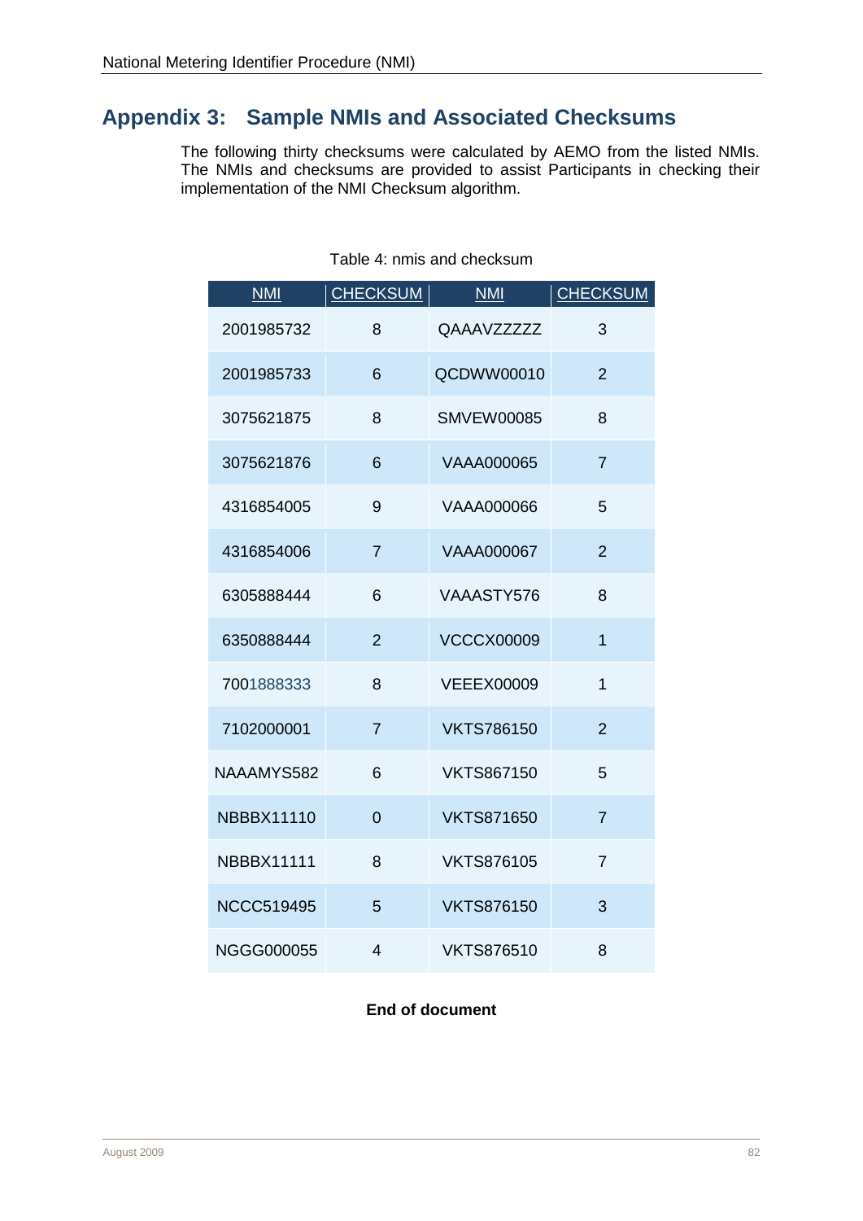## Appendix 3: Sample NMIs and Associated Checksums

The following thirty checksums were calculated by AEMO from the listed NMIs. The NMIs and checksums are provided to assist Participants in checking their implementation of the NMI Checksum algorithm.

Table 4: nmis and checksum

| NMI | CHECKSUM | NMI | CHECKSUM |
|---|---|---|---|
| 2001985732 | 8 | QAAAVZZZZZ | 3 |
| 2001985733 | 6 | QCDWW00010 | 2 |
| 3075621875 | 8 | SMVEW00085 | 8 |
| 3075621876 | 6 | VAAA000065 | 7 |
| 4316854005 | 9 | VAAA000066 | 5 |
| 4316854006 | 7 | VAAA000067 | 2 |
| 6305888444 | 6 | VAAASTY576 | 8 |
| 6350888444 | 2 | VCCCX00009 | 1 |
| 7001888333 | 8 | VEEEX00009 | 1 |
| 7102000001 | 7 | VKTS786150 | 2 |
| NAAAMYS582 | 6 | VKTS867150 | 5 |
| NBBBX11110 | 0 | VKTS871650 | 7 |
| NBBBX11111 | 8 | VKTS876105 | 7 |
| NCCC519495 | 5 | VKTS876150 | 3 |
| NGGG000055 | 4 | VKTS876510 | 8 |

**End of document**